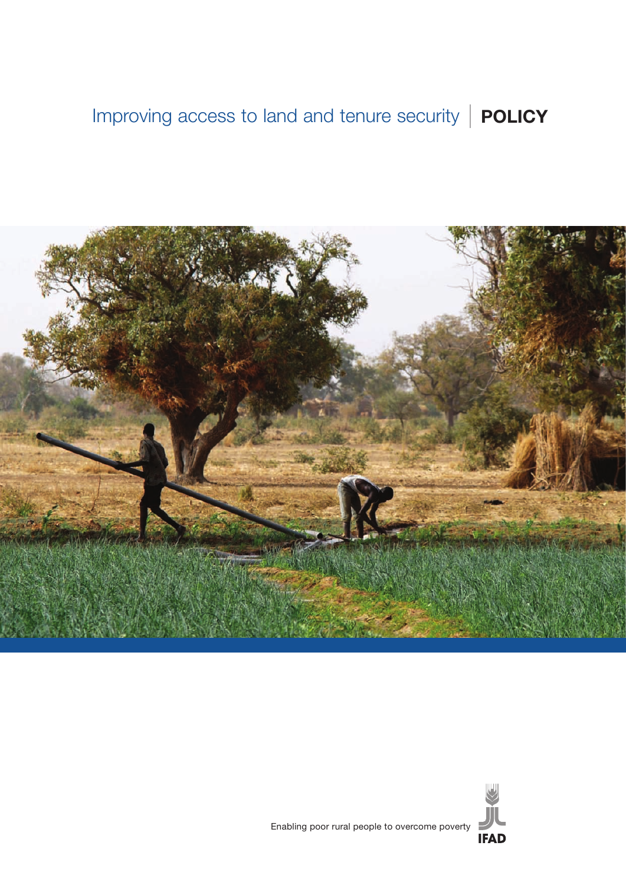# Improving access to land and tenure security | POLICY

Enabling poor rural people to overcome poverty

IFAD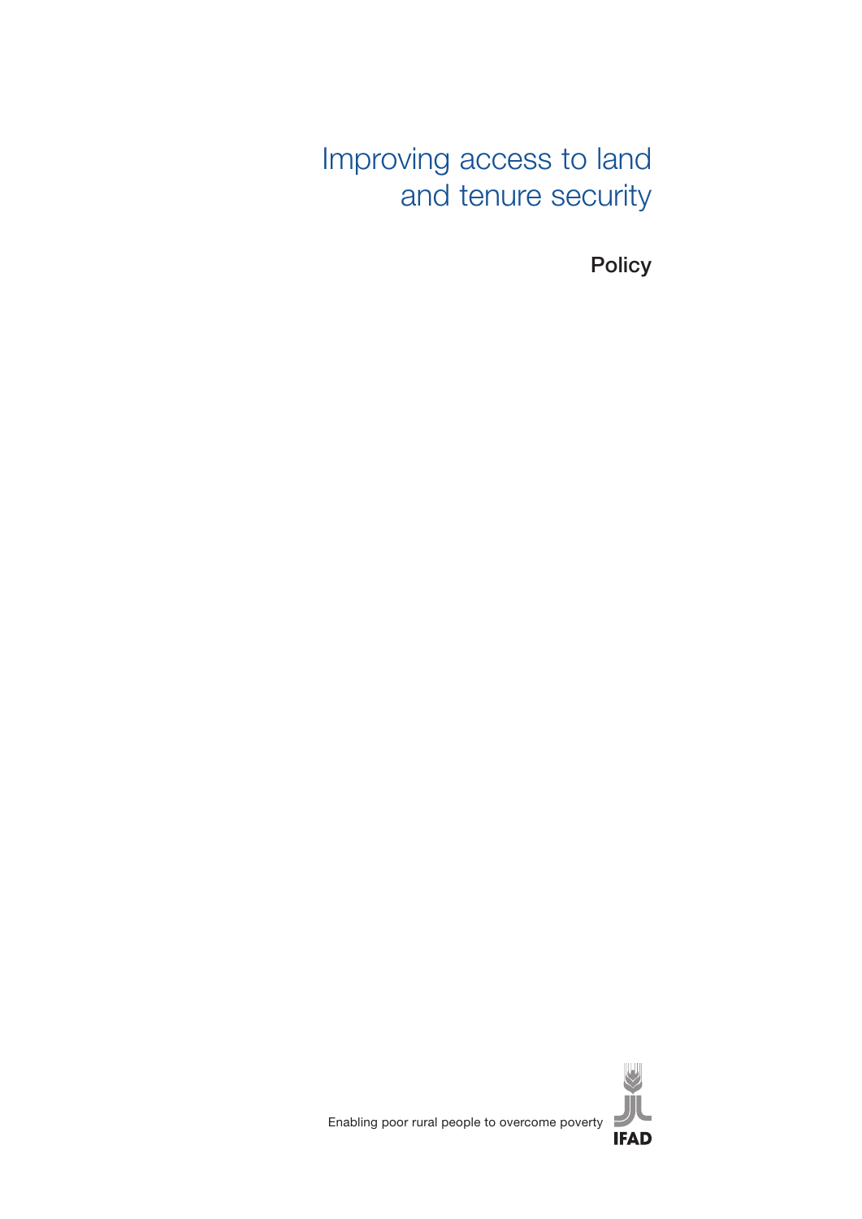# Improving access to land and tenure security

## Policy

Enabling poor rural people to overcome poverty

IFAD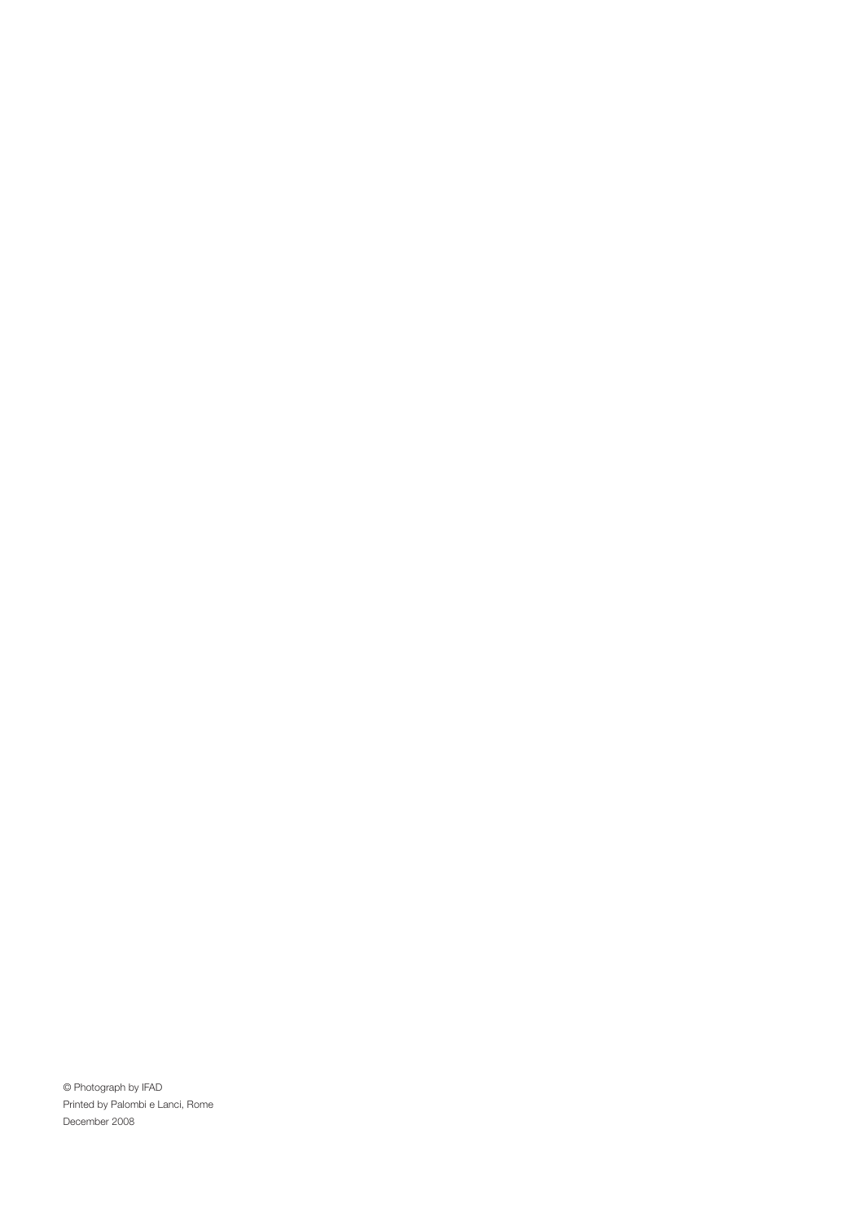© Photograph by IFAD

Printed by Palombi e Lanci, Rome

December 2008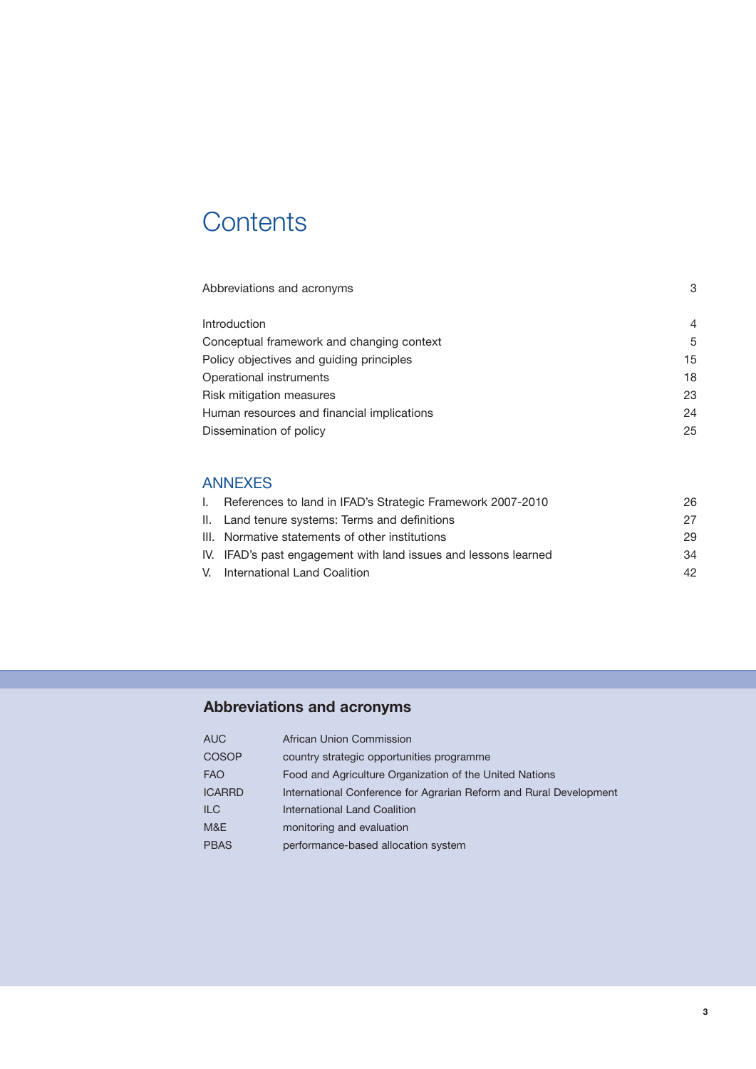# Contents

| | |
|---|---|
| Abbreviations and acronyms | 3 |
| Introduction | 4 |
| Conceptual framework and changing context | 5 |
| Policy objectives and guiding principles | 15 |
| Operational instruments | 18 |
| Risk mitigation measures | 23 |
| Human resources and financial implications | 24 |
| Dissemination of policy | 25 |

## ANNEXES

| | |
|---|---|
| I. References to land in IFAD's Strategic Framework 2007-2010 | 26 |
| II. Land tenure systems: Terms and definitions | 27 |
| III. Normative statements of other institutions | 29 |
| IV. IFAD's past engagement with land issues and lessons learned | 34 |
| V. International Land Coalition | 42 |

## Abbreviations and acronyms

| | |
|---|---|
| AUC | African Union Commission |
| COSOP | country strategic opportunities programme |
| FAO | Food and Agriculture Organization of the United Nations |
| ICARRD | International Conference for Agrarian Reform and Rural Development |
| ILC | International Land Coalition |
| M&E | monitoring and evaluation |
| PBAS | performance-based allocation system |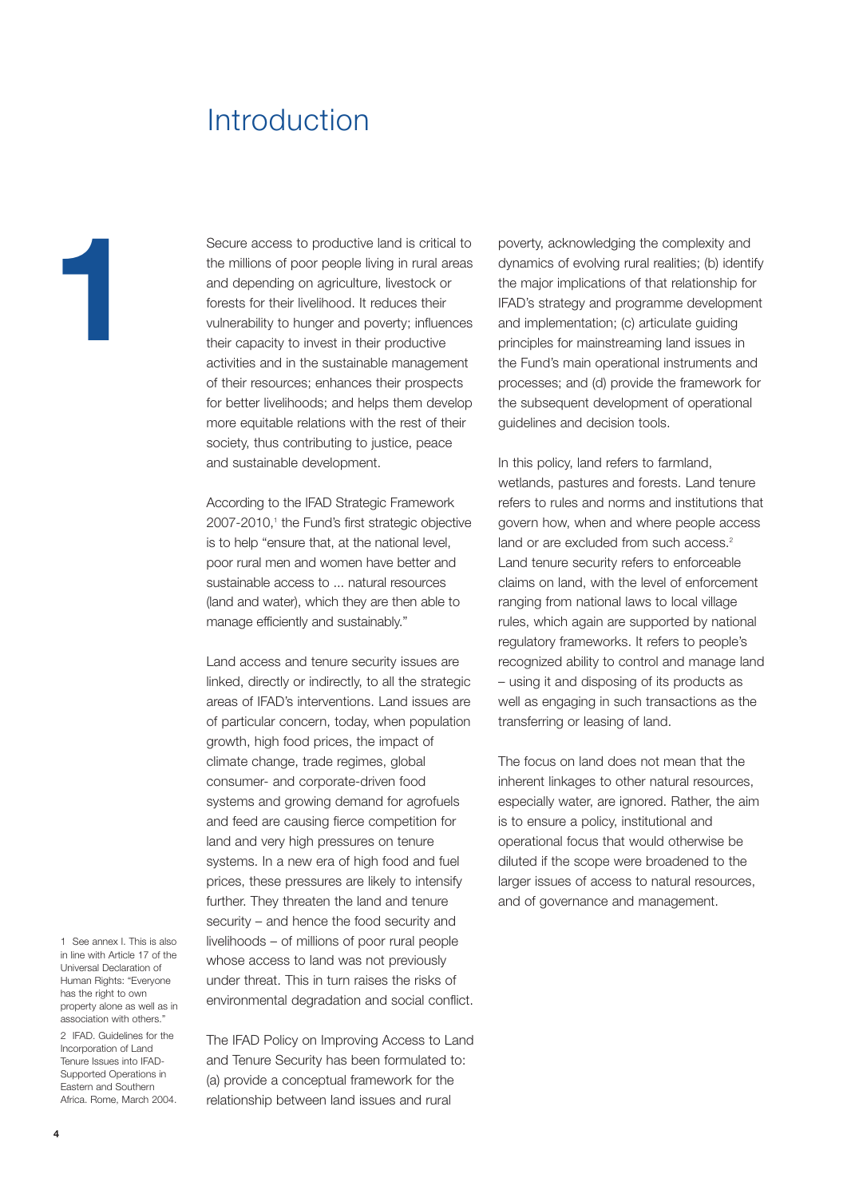# 1 Introduction

Secure access to productive land is critical to the millions of poor people living in rural areas and depending on agriculture, livestock or forests for their livelihood. It reduces their vulnerability to hunger and poverty; influences their capacity to invest in their productive activities and in the sustainable management of their resources; enhances their prospects for better livelihoods; and helps them develop more equitable relations with the rest of their society, thus contributing to justice, peace and sustainable development.

According to the IFAD Strategic Framework 2007-2010,[1] the Fund's first strategic objective is to help "ensure that, at the national level, poor rural men and women have better and sustainable access to ... natural resources (land and water), which they are then able to manage efficiently and sustainably."

Land access and tenure security issues are linked, directly or indirectly, to all the strategic areas of IFAD's interventions. Land issues are of particular concern, today, when population growth, high food prices, the impact of climate change, trade regimes, global consumer- and corporate-driven food systems and growing demand for agrofuels and feed are causing fierce competition for land and very high pressures on tenure systems. In a new era of high food and fuel prices, these pressures are likely to intensify further. They threaten the land and tenure security – and hence the food security and livelihoods – of millions of poor rural people whose access to land was not previously under threat. This in turn raises the risks of environmental degradation and social conflict.

The IFAD Policy on Improving Access to Land and Tenure Security has been formulated to: (a) provide a conceptual framework for the relationship between land issues and rural poverty, acknowledging the complexity and dynamics of evolving rural realities; (b) identify the major implications of that relationship for IFAD's strategy and programme development and implementation; (c) articulate guiding principles for mainstreaming land issues in the Fund's main operational instruments and processes; and (d) provide the framework for the subsequent development of operational guidelines and decision tools.

In this policy, land refers to farmland, wetlands, pastures and forests. Land tenure refers to rules and norms and institutions that govern how, when and where people access land or are excluded from such access.[2] Land tenure security refers to enforceable claims on land, with the level of enforcement ranging from national laws to local village rules, which again are supported by national regulatory frameworks. It refers to people's recognized ability to control and manage land – using it and disposing of its products as well as engaging in such transactions as the transferring or leasing of land.

The focus on land does not mean that the inherent linkages to other natural resources, especially water, are ignored. Rather, the aim is to ensure a policy, institutional and operational focus that would otherwise be diluted if the scope were broadened to the larger issues of access to natural resources, and of governance and management.

1 See annex I. This is also in line with Article 17 of the Universal Declaration of Human Rights: "Everyone has the right to own property alone as well as in association with others."

2 IFAD. Guidelines for the Incorporation of Land Tenure Issues into IFAD-Supported Operations in Eastern and Southern Africa. Rome, March 2004.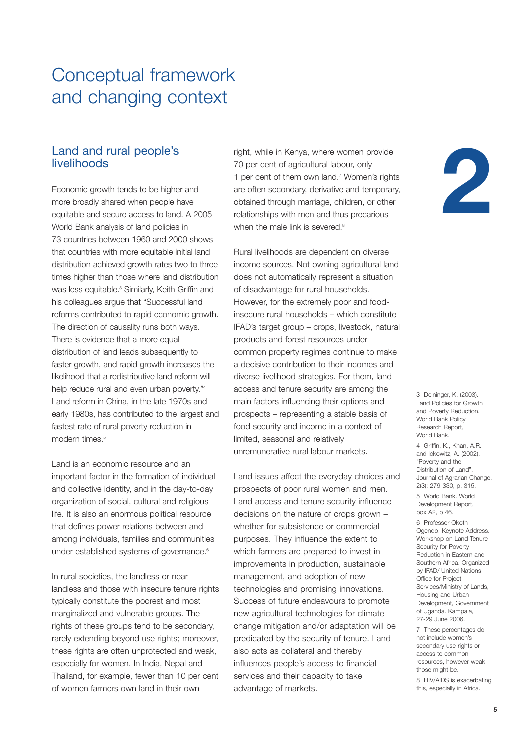# Conceptual framework and changing context

2

## Land and rural people's livelihoods

Economic growth tends to be higher and more broadly shared when people have equitable and secure access to land. A 2005 World Bank analysis of land policies in 73 countries between 1960 and 2000 shows that countries with more equitable initial land distribution achieved growth rates two to three times higher than those where land distribution was less equitable.[3] Similarly, Keith Griffin and his colleagues argue that "Successful land reforms contributed to rapid economic growth. The direction of causality runs both ways. There is evidence that a more equal distribution of land leads subsequently to faster growth, and rapid growth increases the likelihood that a redistributive land reform will help reduce rural and even urban poverty."[4] Land reform in China, in the late 1970s and early 1980s, has contributed to the largest and fastest rate of rural poverty reduction in modern times.[5]

Land is an economic resource and an important factor in the formation of individual and collective identity, and in the day-to-day organization of social, cultural and religious life. It is also an enormous political resource that defines power relations between and among individuals, families and communities under established systems of governance.[6]

In rural societies, the landless or near landless and those with insecure tenure rights typically constitute the poorest and most marginalized and vulnerable groups. The rights of these groups tend to be secondary, rarely extending beyond use rights; moreover, these rights are often unprotected and weak, especially for women. In India, Nepal and Thailand, for example, fewer than 10 per cent of women farmers own land in their own right, while in Kenya, where women provide 70 per cent of agricultural labour, only 1 per cent of them own land.[7] Women's rights are often secondary, derivative and temporary, obtained through marriage, children, or other relationships with men and thus precarious when the male link is severed.[8]

Rural livelihoods are dependent on diverse income sources. Not owning agricultural land does not automatically represent a situation of disadvantage for rural households. However, for the extremely poor and food-insecure rural households – which constitute IFAD's target group – crops, livestock, natural products and forest resources under common property regimes continue to make a decisive contribution to their incomes and diverse livelihood strategies. For them, land access and tenure security are among the main factors influencing their options and prospects – representing a stable basis of food security and income in a context of limited, seasonal and relatively unremunerative rural labour markets.

Land issues affect the everyday choices and prospects of poor rural women and men. Land access and tenure security influence decisions on the nature of crops grown – whether for subsistence or commercial purposes. They influence the extent to which farmers are prepared to invest in improvements in production, sustainable management, and adoption of new technologies and promising innovations. Success of future endeavours to promote new agricultural technologies for climate change mitigation and/or adaptation will be predicated by the security of tenure. Land also acts as collateral and thereby influences people's access to financial services and their capacity to take advantage of markets.

---

3 Deininger, K. (2003). Land Policies for Growth and Poverty Reduction. World Bank Policy Research Report, World Bank.

4 Griffin, K., Khan, A.R. and Ickowitz, A. (2002). "Poverty and the Distribution of Land", Journal of Agrarian Change, 2(3): 279-330, p. 315.

5 World Bank. World Development Report, box A2, p 46.

6 Professor Okoth-Ogendo. Keynote Address. Workshop on Land Tenure Security for Poverty Reduction in Eastern and Southern Africa. Organized by IFAD/ United Nations Office for Project Services/Ministry of Lands, Housing and Urban Development, Government of Uganda. Kampala, 27-29 June 2006.

7 These percentages do not include women's secondary use rights or access to common resources, however weak those might be.

8 HIV/AIDS is exacerbating this, especially in Africa.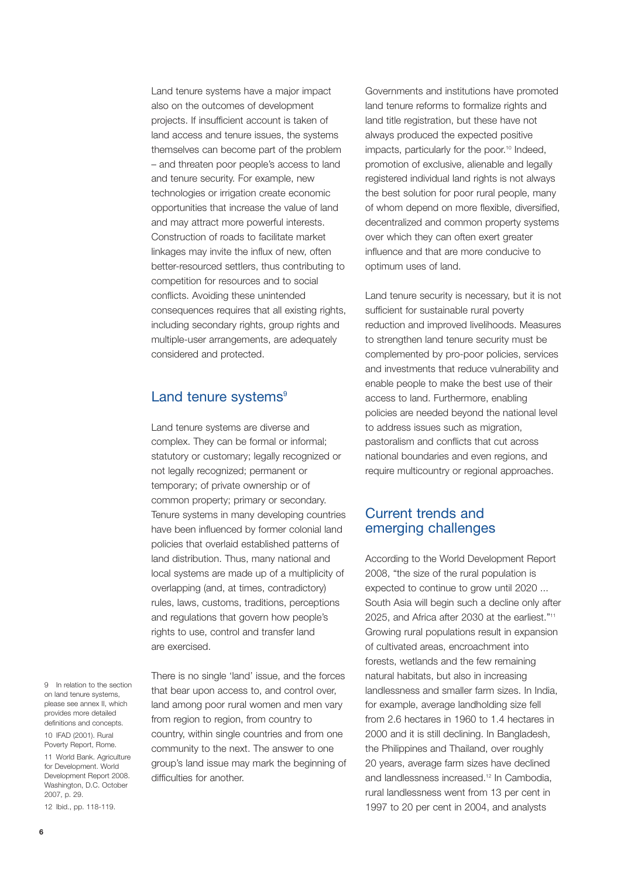Land tenure systems have a major impact also on the outcomes of development projects. If insufficient account is taken of land access and tenure issues, the systems themselves can become part of the problem – and threaten poor people's access to land and tenure security. For example, new technologies or irrigation create economic opportunities that increase the value of land and may attract more powerful interests. Construction of roads to facilitate market linkages may invite the influx of new, often better-resourced settlers, thus contributing to competition for resources and to social conflicts. Avoiding these unintended consequences requires that all existing rights, including secondary rights, group rights and multiple-user arrangements, are adequately considered and protected.

## Land tenure systems[9]

Land tenure systems are diverse and complex. They can be formal or informal; statutory or customary; legally recognized or not legally recognized; permanent or temporary; of private ownership or of common property; primary or secondary. Tenure systems in many developing countries have been influenced by former colonial land policies that overlaid established patterns of land distribution. Thus, many national and local systems are made up of a multiplicity of overlapping (and, at times, contradictory) rules, laws, customs, traditions, perceptions and regulations that govern how people's rights to use, control and transfer land are exercised.

There is no single 'land' issue, and the forces that bear upon access to, and control over, land among poor rural women and men vary from region to region, from country to country, within single countries and from one community to the next. The answer to one group's land issue may mark the beginning of difficulties for another.

Governments and institutions have promoted land tenure reforms to formalize rights and land title registration, but these have not always produced the expected positive impacts, particularly for the poor.[10] Indeed, promotion of exclusive, alienable and legally registered individual land rights is not always the best solution for poor rural people, many of whom depend on more flexible, diversified, decentralized and common property systems over which they can often exert greater influence and that are more conducive to optimum uses of land.

Land tenure security is necessary, but it is not sufficient for sustainable rural poverty reduction and improved livelihoods. Measures to strengthen land tenure security must be complemented by pro-poor policies, services and investments that reduce vulnerability and enable people to make the best use of their access to land. Furthermore, enabling policies are needed beyond the national level to address issues such as migration, pastoralism and conflicts that cut across national boundaries and even regions, and require multicountry or regional approaches.

## Current trends and emerging challenges

According to the World Development Report 2008, "the size of the rural population is expected to continue to grow until 2020 ... South Asia will begin such a decline only after 2025, and Africa after 2030 at the earliest."[11] Growing rural populations result in expansion of cultivated areas, encroachment into forests, wetlands and the few remaining natural habitats, but also in increasing landlessness and smaller farm sizes. In India, for example, average landholding size fell from 2.6 hectares in 1960 to 1.4 hectares in 2000 and it is still declining. In Bangladesh, the Philippines and Thailand, over roughly 20 years, average farm sizes have declined and landlessness increased.[12] In Cambodia, rural landlessness went from 13 per cent in 1997 to 20 per cent in 2004, and analysts

---

9 In relation to the section on land tenure systems, please see annex II, which provides more detailed definitions and concepts.

10 IFAD (2001). Rural Poverty Report, Rome.

11 World Bank. Agriculture for Development. World Development Report 2008. Washington, D.C. October 2007, p. 29.

12 Ibid., pp. 118-119.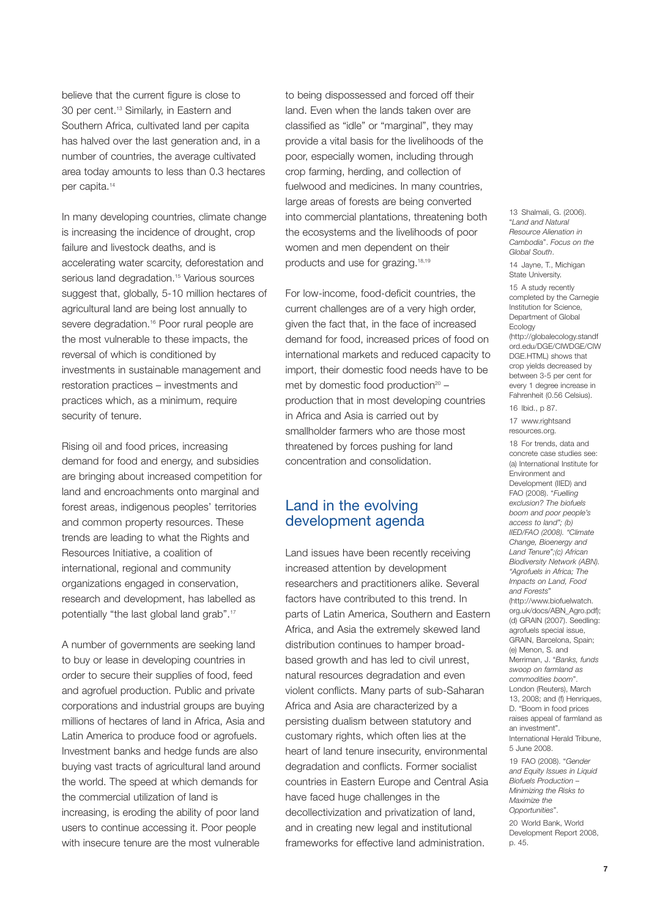believe that the current figure is close to 30 per cent.[13] Similarly, in Eastern and Southern Africa, cultivated land per capita has halved over the last generation and, in a number of countries, the average cultivated area today amounts to less than 0.3 hectares per capita.[14]

In many developing countries, climate change is increasing the incidence of drought, crop failure and livestock deaths, and is accelerating water scarcity, deforestation and serious land degradation.[15] Various sources suggest that, globally, 5-10 million hectares of agricultural land are being lost annually to severe degradation.[16] Poor rural people are the most vulnerable to these impacts, the reversal of which is conditioned by investments in sustainable management and restoration practices – investments and practices which, as a minimum, require security of tenure.

Rising oil and food prices, increasing demand for food and energy, and subsidies are bringing about increased competition for land and encroachments onto marginal and forest areas, indigenous peoples' territories and common property resources. These trends are leading to what the Rights and Resources Initiative, a coalition of international, regional and community organizations engaged in conservation, research and development, has labelled as potentially "the last global land grab".[17]

A number of governments are seeking land to buy or lease in developing countries in order to secure their supplies of food, feed and agrofuel production. Public and private corporations and industrial groups are buying millions of hectares of land in Africa, Asia and Latin America to produce food or agrofuels. Investment banks and hedge funds are also buying vast tracts of agricultural land around the world. The speed at which demands for the commercial utilization of land is increasing, is eroding the ability of poor land users to continue accessing it. Poor people with insecure tenure are the most vulnerable to being dispossessed and forced off their land. Even when the lands taken over are classified as "idle" or "marginal", they may provide a vital basis for the livelihoods of the poor, especially women, including through crop farming, herding, and collection of fuelwood and medicines. In many countries, large areas of forests are being converted into commercial plantations, threatening both the ecosystems and the livelihoods of poor women and men dependent on their products and use for grazing.[18,19]

For low-income, food-deficit countries, the current challenges are of a very high order, given the fact that, in the face of increased demand for food, increased prices of food on international markets and reduced capacity to import, their domestic food needs have to be met by domestic food production[20] – production that in most developing countries in Africa and Asia is carried out by smallholder farmers who are those most threatened by forces pushing for land concentration and consolidation.

## Land in the evolving development agenda

Land issues have been recently receiving increased attention by development researchers and practitioners alike. Several factors have contributed to this trend. In parts of Latin America, Southern and Eastern Africa, and Asia the extremely skewed land distribution continues to hamper broad-based growth and has led to civil unrest, natural resources degradation and even violent conflicts. Many parts of sub-Saharan Africa and Asia are characterized by a persisting dualism between statutory and customary rights, which often lies at the heart of land tenure insecurity, environmental degradation and conflicts. Former socialist countries in Eastern Europe and Central Asia have faced huge challenges in the decollectivization and privatization of land, and in creating new legal and institutional frameworks for effective land administration.

---

13 Shalmali, G. (2006). "*Land and Natural Resource Alienation in Cambodia*". *Focus on the Global South*.

14 Jayne, T., Michigan State University.

15 A study recently completed by the Carnegie Institution for Science, Department of Global Ecology (http://globalecology.stanford.edu/DGE/CIWDGE/CIWDGE.HTML) shows that crop yields decreased by between 3-5 per cent for every 1 degree increase in Fahrenheit (0.56 Celsius).

16 Ibid., p 87.

17 www.rightsandresources.org.

18 For trends, data and concrete case studies see: (a) International Institute for Environment and Development (IIED) and FAO (2008). "*Fuelling exclusion? The biofuels boom and poor people's access to land*"; (b) *IIED/FAO (2008). "Climate Change, Bioenergy and Land Tenure";(c) African Biodiversity Network (ABN). "Agrofuels in Africa; The Impacts on Land, Food and Forests*" (http://www.biofuelwatch.org.uk/docs/ABN_Agro.pdf); (d) GRAIN (2007). Seedling: agrofuels special issue, GRAIN, Barcelona, Spain; (e) Menon, S. and Merriman, J. "*Banks, funds swoop on farmland as commodities boom*". London (Reuters), March 13, 2008; and (f) Henriques, D. "Boom in food prices raises appeal of farmland as an investment". International Herald Tribune, 5 June 2008.

19 FAO (2008). "*Gender and Equity Issues in Liquid Biofuels Production – Minimizing the Risks to Maximize the Opportunities*".

20 World Bank, World Development Report 2008, p. 45.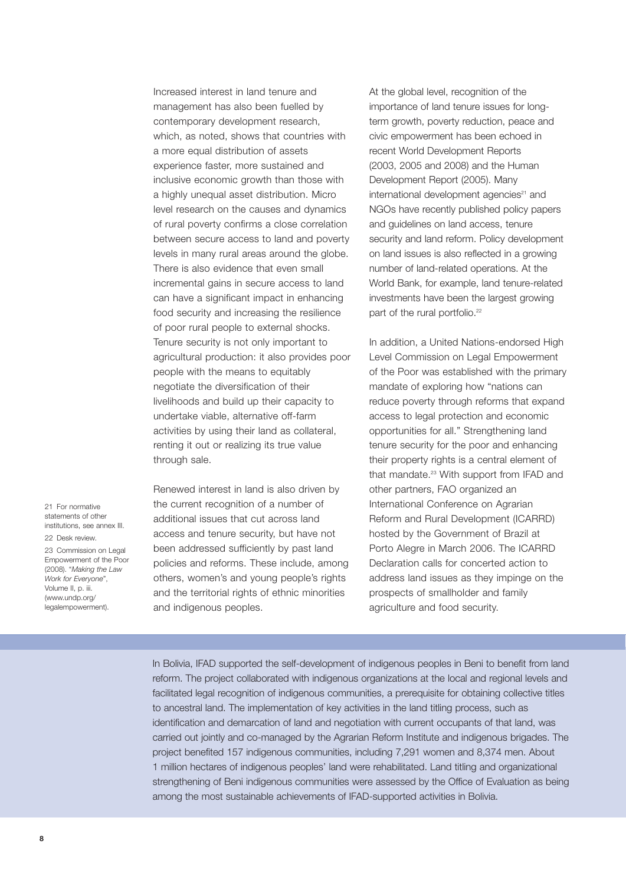Increased interest in land tenure and management has also been fuelled by contemporary development research, which, as noted, shows that countries with a more equal distribution of assets experience faster, more sustained and inclusive economic growth than those with a highly unequal asset distribution. Micro level research on the causes and dynamics of rural poverty confirms a close correlation between secure access to land and poverty levels in many rural areas around the globe. There is also evidence that even small incremental gains in secure access to land can have a significant impact in enhancing food security and increasing the resilience of poor rural people to external shocks. Tenure security is not only important to agricultural production: it also provides poor people with the means to equitably negotiate the diversification of their livelihoods and build up their capacity to undertake viable, alternative off-farm activities by using their land as collateral, renting it out or realizing its true value through sale.

Renewed interest in land is also driven by the current recognition of a number of additional issues that cut across land access and tenure security, but have not been addressed sufficiently by past land policies and reforms. These include, among others, women's and young people's rights and the territorial rights of ethnic minorities and indigenous peoples.

At the global level, recognition of the importance of land tenure issues for long-term growth, poverty reduction, peace and civic empowerment has been echoed in recent World Development Reports (2003, 2005 and 2008) and the Human Development Report (2005). Many international development agencies[21] and NGOs have recently published policy papers and guidelines on land access, tenure security and land reform. Policy development on land issues is also reflected in a growing number of land-related operations. At the World Bank, for example, land tenure-related investments have been the largest growing part of the rural portfolio.[22]

In addition, a United Nations-endorsed High Level Commission on Legal Empowerment of the Poor was established with the primary mandate of exploring how "nations can reduce poverty through reforms that expand access to legal protection and economic opportunities for all." Strengthening land tenure security for the poor and enhancing their property rights is a central element of that mandate.[23] With support from IFAD and other partners, FAO organized an International Conference on Agrarian Reform and Rural Development (ICARRD) hosted by the Government of Brazil at Porto Alegre in March 2006. The ICARRD Declaration calls for concerted action to address land issues as they impinge on the prospects of smallholder and family agriculture and food security.

21 For normative statements of other institutions, see annex III.

22 Desk review.

23 Commission on Legal Empowerment of the Poor (2008). "*Making the Law Work for Everyone*", Volume II, p. iii. (www.undp.org/legalempowerment).

In Bolivia, IFAD supported the self-development of indigenous peoples in Beni to benefit from land reform. The project collaborated with indigenous organizations at the local and regional levels and facilitated legal recognition of indigenous communities, a prerequisite for obtaining collective titles to ancestral land. The implementation of key activities in the land titling process, such as identification and demarcation of land and negotiation with current occupants of that land, was carried out jointly and co-managed by the Agrarian Reform Institute and indigenous brigades. The project benefited 157 indigenous communities, including 7,291 women and 8,374 men. About 1 million hectares of indigenous peoples' land were rehabilitated. Land titling and organizational strengthening of Beni indigenous communities were assessed by the Office of Evaluation as being among the most sustainable achievements of IFAD-supported activities in Bolivia.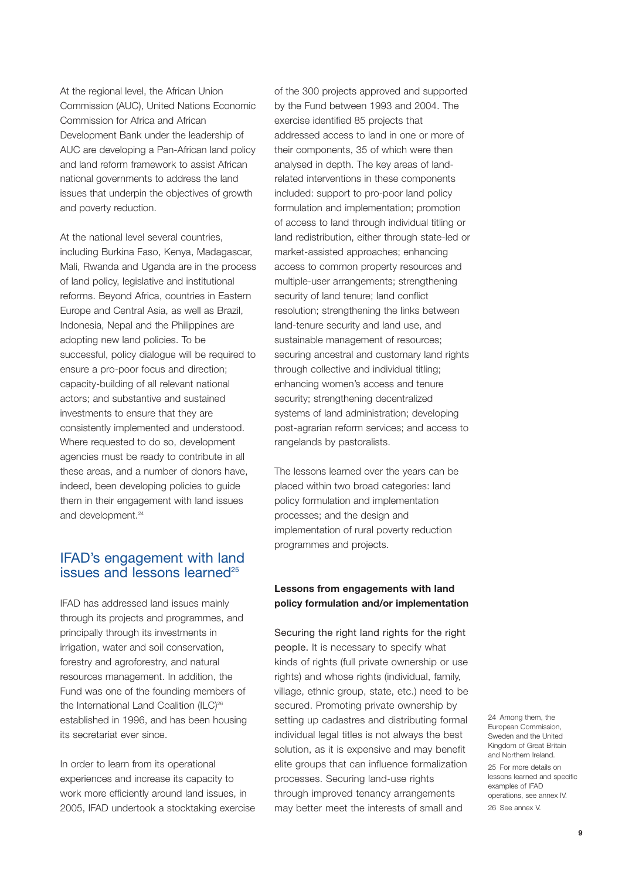At the regional level, the African Union Commission (AUC), United Nations Economic Commission for Africa and African Development Bank under the leadership of AUC are developing a Pan-African land policy and land reform framework to assist African national governments to address the land issues that underpin the objectives of growth and poverty reduction.

At the national level several countries, including Burkina Faso, Kenya, Madagascar, Mali, Rwanda and Uganda are in the process of land policy, legislative and institutional reforms. Beyond Africa, countries in Eastern Europe and Central Asia, as well as Brazil, Indonesia, Nepal and the Philippines are adopting new land policies. To be successful, policy dialogue will be required to ensure a pro-poor focus and direction; capacity-building of all relevant national actors; and substantive and sustained investments to ensure that they are consistently implemented and understood. Where requested to do so, development agencies must be ready to contribute in all these areas, and a number of donors have, indeed, been developing policies to guide them in their engagement with land issues and development.[24]

## IFAD's engagement with land issues and lessons learned[25]

IFAD has addressed land issues mainly through its projects and programmes, and principally through its investments in irrigation, water and soil conservation, forestry and agroforestry, and natural resources management. In addition, the Fund was one of the founding members of the International Land Coalition (ILC)[26] established in 1996, and has been housing its secretariat ever since.

In order to learn from its operational experiences and increase its capacity to work more efficiently around land issues, in 2005, IFAD undertook a stocktaking exercise of the 300 projects approved and supported by the Fund between 1993 and 2004. The exercise identified 85 projects that addressed access to land in one or more of their components, 35 of which were then analysed in depth. The key areas of land-related interventions in these components included: support to pro-poor land policy formulation and implementation; promotion of access to land through individual titling or land redistribution, either through state-led or market-assisted approaches; enhancing access to common property resources and multiple-user arrangements; strengthening security of land tenure; land conflict resolution; strengthening the links between land-tenure security and land use, and sustainable management of resources; securing ancestral and customary land rights through collective and individual titling; enhancing women's access and tenure security; strengthening decentralized systems of land administration; developing post-agrarian reform services; and access to rangelands by pastoralists.

The lessons learned over the years can be placed within two broad categories: land policy formulation and implementation processes; and the design and implementation of rural poverty reduction programmes and projects.

### Lessons from engagements with land policy formulation and/or implementation

Securing the right land rights for the right people. It is necessary to specify what kinds of rights (full private ownership or use rights) and whose rights (individual, family, village, ethnic group, state, etc.) need to be secured. Promoting private ownership by setting up cadastres and distributing formal individual legal titles is not always the best solution, as it is expensive and may benefit elite groups that can influence formalization processes. Securing land-use rights through improved tenancy arrangements may better meet the interests of small and

24 Among them, the European Commission, Sweden and the United Kingdom of Great Britain and Northern Ireland.

25 For more details on lessons learned and specific examples of IFAD operations, see annex IV.

26 See annex V.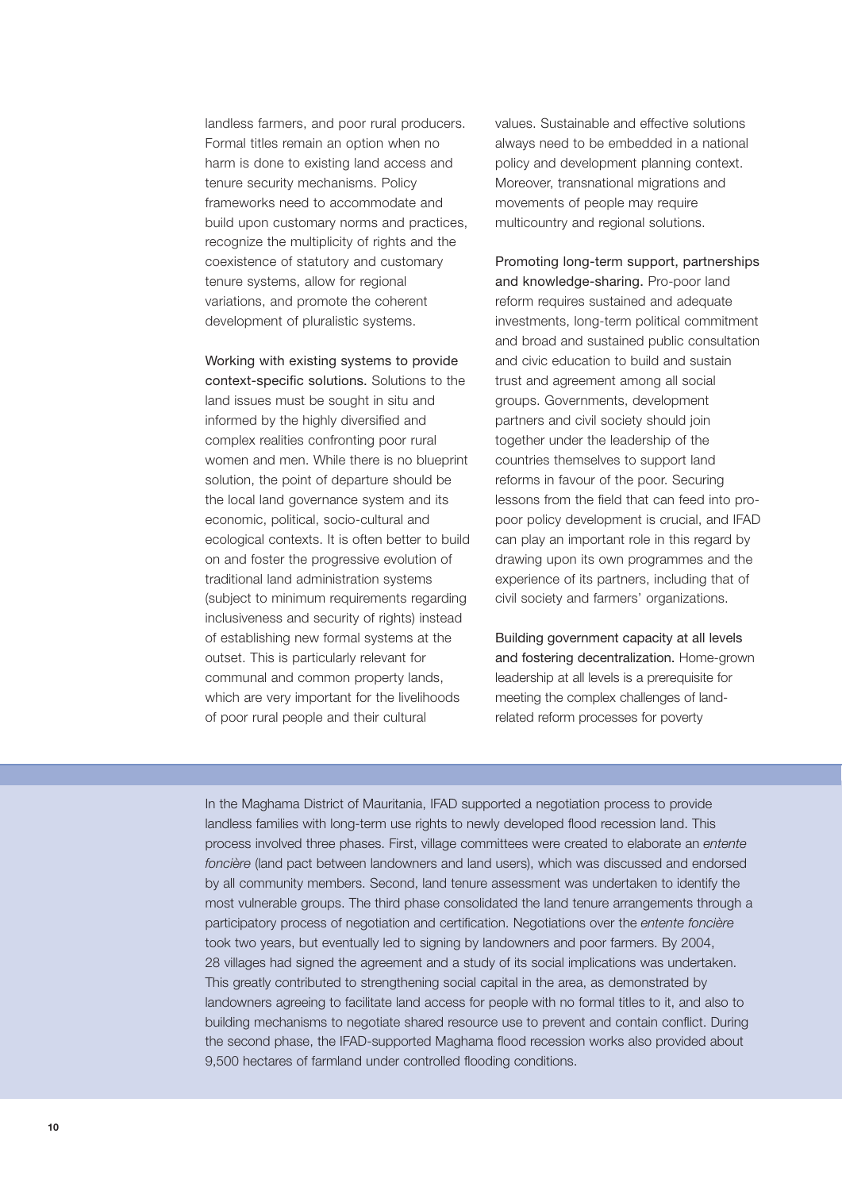landless farmers, and poor rural producers. Formal titles remain an option when no harm is done to existing land access and tenure security mechanisms. Policy frameworks need to accommodate and build upon customary norms and practices, recognize the multiplicity of rights and the coexistence of statutory and customary tenure systems, allow for regional variations, and promote the coherent development of pluralistic systems.

Working with existing systems to provide context-specific solutions. Solutions to the land issues must be sought in situ and informed by the highly diversified and complex realities confronting poor rural women and men. While there is no blueprint solution, the point of departure should be the local land governance system and its economic, political, socio-cultural and ecological contexts. It is often better to build on and foster the progressive evolution of traditional land administration systems (subject to minimum requirements regarding inclusiveness and security of rights) instead of establishing new formal systems at the outset. This is particularly relevant for communal and common property lands, which are very important for the livelihoods of poor rural people and their cultural values. Sustainable and effective solutions always need to be embedded in a national policy and development planning context. Moreover, transnational migrations and movements of people may require multicountry and regional solutions.

Promoting long-term support, partnerships and knowledge-sharing. Pro-poor land reform requires sustained and adequate investments, long-term political commitment and broad and sustained public consultation and civic education to build and sustain trust and agreement among all social groups. Governments, development partners and civil society should join together under the leadership of the countries themselves to support land reforms in favour of the poor. Securing lessons from the field that can feed into pro-poor policy development is crucial, and IFAD can play an important role in this regard by drawing upon its own programmes and the experience of its partners, including that of civil society and farmers' organizations.

Building government capacity at all levels and fostering decentralization. Home-grown leadership at all levels is a prerequisite for meeting the complex challenges of land-related reform processes for poverty

In the Maghama District of Mauritania, IFAD supported a negotiation process to provide landless families with long-term use rights to newly developed flood recession land. This process involved three phases. First, village committees were created to elaborate an *entente foncière* (land pact between landowners and land users), which was discussed and endorsed by all community members. Second, land tenure assessment was undertaken to identify the most vulnerable groups. The third phase consolidated the land tenure arrangements through a participatory process of negotiation and certification. Negotiations over the *entente foncière* took two years, but eventually led to signing by landowners and poor farmers. By 2004, 28 villages had signed the agreement and a study of its social implications was undertaken. This greatly contributed to strengthening social capital in the area, as demonstrated by landowners agreeing to facilitate land access for people with no formal titles to it, and also to building mechanisms to negotiate shared resource use to prevent and contain conflict. During the second phase, the IFAD-supported Maghama flood recession works also provided about 9,500 hectares of farmland under controlled flooding conditions.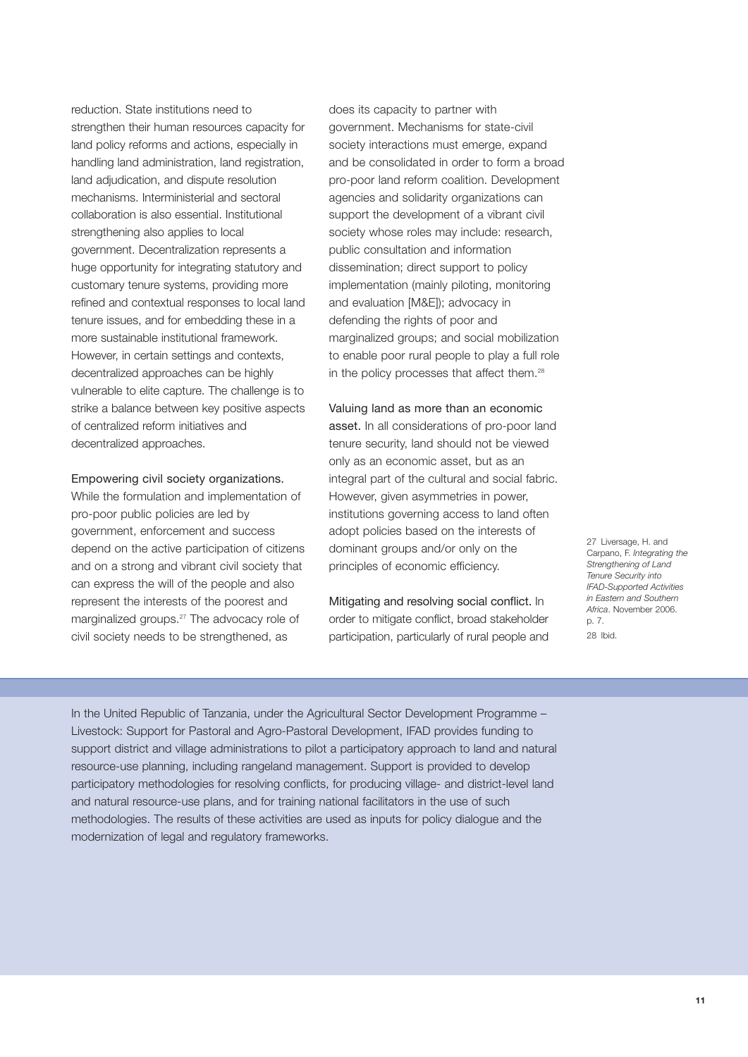reduction. State institutions need to strengthen their human resources capacity for land policy reforms and actions, especially in handling land administration, land registration, land adjudication, and dispute resolution mechanisms. Interministerial and sectoral collaboration is also essential. Institutional strengthening also applies to local government. Decentralization represents a huge opportunity for integrating statutory and customary tenure systems, providing more refined and contextual responses to local land tenure issues, and for embedding these in a more sustainable institutional framework. However, in certain settings and contexts, decentralized approaches can be highly vulnerable to elite capture. The challenge is to strike a balance between key positive aspects of centralized reform initiatives and decentralized approaches.

**Empowering civil society organizations.** While the formulation and implementation of pro-poor public policies are led by government, enforcement and success depend on the active participation of citizens and on a strong and vibrant civil society that can express the will of the people and also represent the interests of the poorest and marginalized groups.[27] The advocacy role of civil society needs to be strengthened, as does its capacity to partner with government. Mechanisms for state-civil society interactions must emerge, expand and be consolidated in order to form a broad pro-poor land reform coalition. Development agencies and solidarity organizations can support the development of a vibrant civil society whose roles may include: research, public consultation and information dissemination; direct support to policy implementation (mainly piloting, monitoring and evaluation [M&E]); advocacy in defending the rights of poor and marginalized groups; and social mobilization to enable poor rural people to play a full role in the policy processes that affect them.[28]

**Valuing land as more than an economic asset.** In all considerations of pro-poor land tenure security, land should not be viewed only as an economic asset, but as an integral part of the cultural and social fabric. However, given asymmetries in power, institutions governing access to land often adopt policies based on the interests of dominant groups and/or only on the principles of economic efficiency.

**Mitigating and resolving social conflict.** In order to mitigate conflict, broad stakeholder participation, particularly of rural people and

27 Liversage, H. and Carpano, F. *Integrating the Strengthening of Land Tenure Security into IFAD-Supported Activities in Eastern and Southern Africa*. November 2006. p. 7.

28 Ibid.

In the United Republic of Tanzania, under the Agricultural Sector Development Programme – Livestock: Support for Pastoral and Agro-Pastoral Development, IFAD provides funding to support district and village administrations to pilot a participatory approach to land and natural resource-use planning, including rangeland management. Support is provided to develop participatory methodologies for resolving conflicts, for producing village- and district-level land and natural resource-use plans, and for training national facilitators in the use of such methodologies. The results of these activities are used as inputs for policy dialogue and the modernization of legal and regulatory frameworks.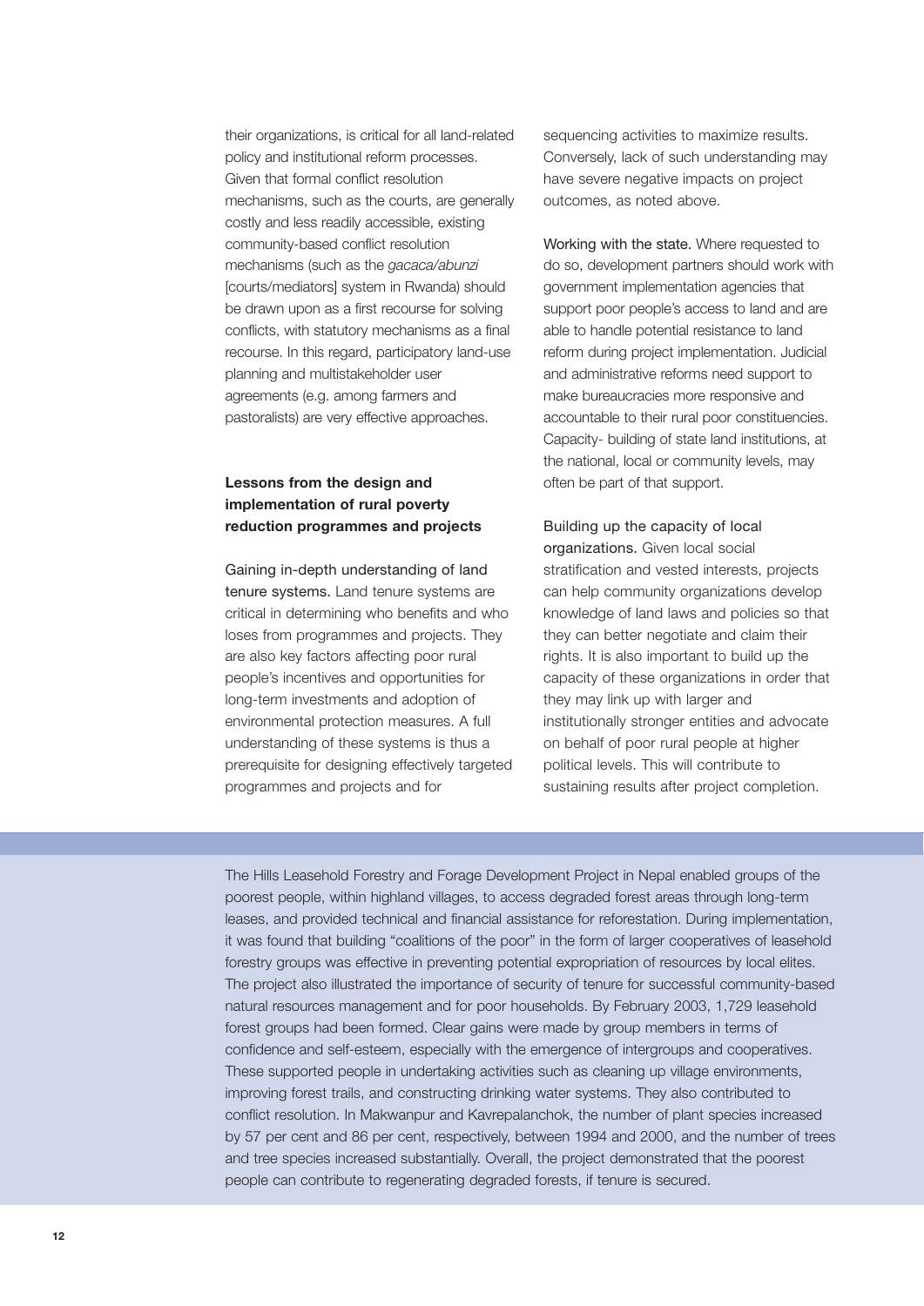their organizations, is critical for all land-related policy and institutional reform processes. Given that formal conflict resolution mechanisms, such as the courts, are generally costly and less readily accessible, existing community-based conflict resolution mechanisms (such as the *gacaca/abunzi* [courts/mediators] system in Rwanda) should be drawn upon as a first recourse for solving conflicts, with statutory mechanisms as a final recourse. In this regard, participatory land-use planning and multistakeholder user agreements (e.g. among farmers and pastoralists) are very effective approaches.

### Lessons from the design and implementation of rural poverty reduction programmes and projects

**Gaining in-depth understanding of land tenure systems.** Land tenure systems are critical in determining who benefits and who loses from programmes and projects. They are also key factors affecting poor rural people's incentives and opportunities for long-term investments and adoption of environmental protection measures. A full understanding of these systems is thus a prerequisite for designing effectively targeted programmes and projects and for sequencing activities to maximize results. Conversely, lack of such understanding may have severe negative impacts on project outcomes, as noted above.

**Working with the state.** Where requested to do so, development partners should work with government implementation agencies that support poor people's access to land and are able to handle potential resistance to land reform during project implementation. Judicial and administrative reforms need support to make bureaucracies more responsive and accountable to their rural poor constituencies. Capacity- building of state land institutions, at the national, local or community levels, may often be part of that support.

**Building up the capacity of local organizations.** Given local social stratification and vested interests, projects can help community organizations develop knowledge of land laws and policies so that they can better negotiate and claim their rights. It is also important to build up the capacity of these organizations in order that they may link up with larger and institutionally stronger entities and advocate on behalf of poor rural people at higher political levels. This will contribute to sustaining results after project completion.

The Hills Leasehold Forestry and Forage Development Project in Nepal enabled groups of the poorest people, within highland villages, to access degraded forest areas through long-term leases, and provided technical and financial assistance for reforestation. During implementation, it was found that building "coalitions of the poor" in the form of larger cooperatives of leasehold forestry groups was effective in preventing potential expropriation of resources by local elites. The project also illustrated the importance of security of tenure for successful community-based natural resources management and for poor households. By February 2003, 1,729 leasehold forest groups had been formed. Clear gains were made by group members in terms of confidence and self-esteem, especially with the emergence of intergroups and cooperatives. These supported people in undertaking activities such as cleaning up village environments, improving forest trails, and constructing drinking water systems. They also contributed to conflict resolution. In Makwanpur and Kavrepalanchok, the number of plant species increased by 57 per cent and 86 per cent, respectively, between 1994 and 2000, and the number of trees and tree species increased substantially. Overall, the project demonstrated that the poorest people can contribute to regenerating degraded forests, if tenure is secured.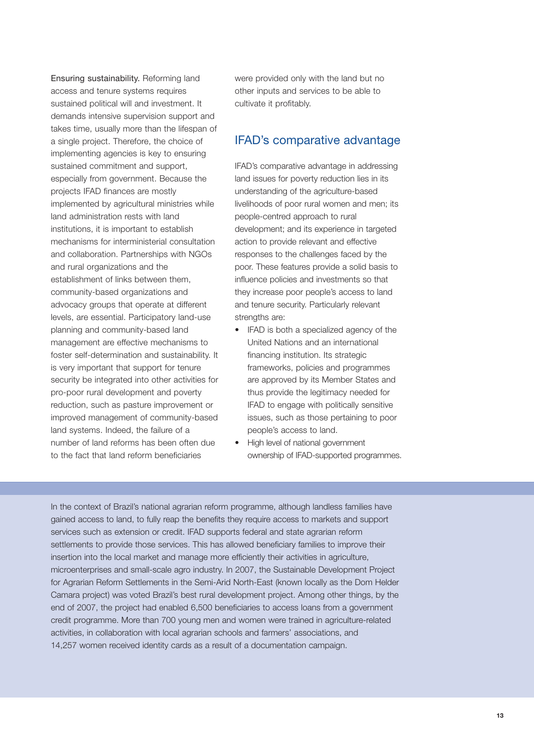**Ensuring sustainability.** Reforming land access and tenure systems requires sustained political will and investment. It demands intensive supervision support and takes time, usually more than the lifespan of a single project. Therefore, the choice of implementing agencies is key to ensuring sustained commitment and support, especially from government. Because the projects IFAD finances are mostly implemented by agricultural ministries while land administration rests with land institutions, it is important to establish mechanisms for interministerial consultation and collaboration. Partnerships with NGOs and rural organizations and the establishment of links between them, community-based organizations and advocacy groups that operate at different levels, are essential. Participatory land-use planning and community-based land management are effective mechanisms to foster self-determination and sustainability. It is very important that support for tenure security be integrated into other activities for pro-poor rural development and poverty reduction, such as pasture improvement or improved management of community-based land systems. Indeed, the failure of a number of land reforms has been often due to the fact that land reform beneficiaries were provided only with the land but no other inputs and services to be able to cultivate it profitably.

## IFAD's comparative advantage

IFAD's comparative advantage in addressing land issues for poverty reduction lies in its understanding of the agriculture-based livelihoods of poor rural women and men; its people-centred approach to rural development; and its experience in targeted action to provide relevant and effective responses to the challenges faced by the poor. These features provide a solid basis to influence policies and investments so that they increase poor people's access to land and tenure security. Particularly relevant strengths are:

- IFAD is both a specialized agency of the United Nations and an international financing institution. Its strategic frameworks, policies and programmes are approved by its Member States and thus provide the legitimacy needed for IFAD to engage with politically sensitive issues, such as those pertaining to poor people's access to land.
- High level of national government ownership of IFAD-supported programmes.

In the context of Brazil's national agrarian reform programme, although landless families have gained access to land, to fully reap the benefits they require access to markets and support services such as extension or credit. IFAD supports federal and state agrarian reform settlements to provide those services. This has allowed beneficiary families to improve their insertion into the local market and manage more efficiently their activities in agriculture, microenterprises and small-scale agro industry. In 2007, the Sustainable Development Project for Agrarian Reform Settlements in the Semi-Arid North-East (known locally as the Dom Helder Camara project) was voted Brazil's best rural development project. Among other things, by the end of 2007, the project had enabled 6,500 beneficiaries to access loans from a government credit programme. More than 700 young men and women were trained in agriculture-related activities, in collaboration with local agrarian schools and farmers' associations, and 14,257 women received identity cards as a result of a documentation campaign.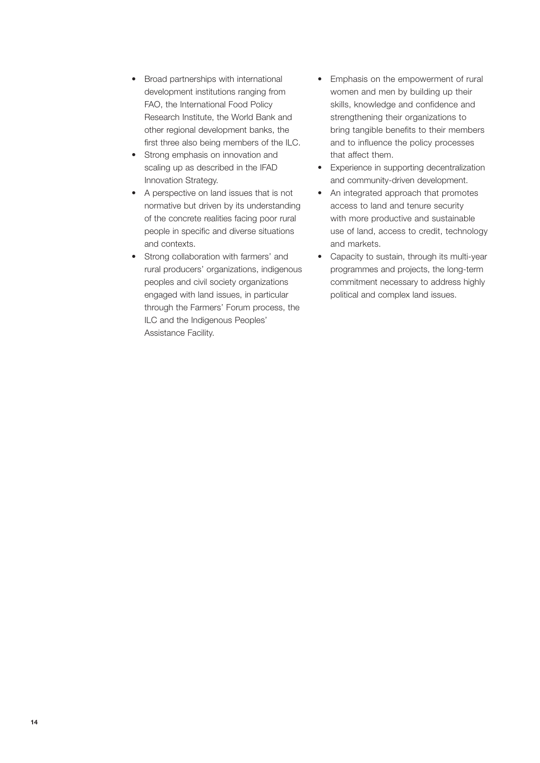- Broad partnerships with international development institutions ranging from FAO, the International Food Policy Research Institute, the World Bank and other regional development banks, the first three also being members of the ILC.
- Strong emphasis on innovation and scaling up as described in the IFAD Innovation Strategy.
- A perspective on land issues that is not normative but driven by its understanding of the concrete realities facing poor rural people in specific and diverse situations and contexts.
- Strong collaboration with farmers' and rural producers' organizations, indigenous peoples and civil society organizations engaged with land issues, in particular through the Farmers' Forum process, the ILC and the Indigenous Peoples' Assistance Facility.
- Emphasis on the empowerment of rural women and men by building up their skills, knowledge and confidence and strengthening their organizations to bring tangible benefits to their members and to influence the policy processes that affect them.
- Experience in supporting decentralization and community-driven development.
- An integrated approach that promotes access to land and tenure security with more productive and sustainable use of land, access to credit, technology and markets.
- Capacity to sustain, through its multi-year programmes and projects, the long-term commitment necessary to address highly political and complex land issues.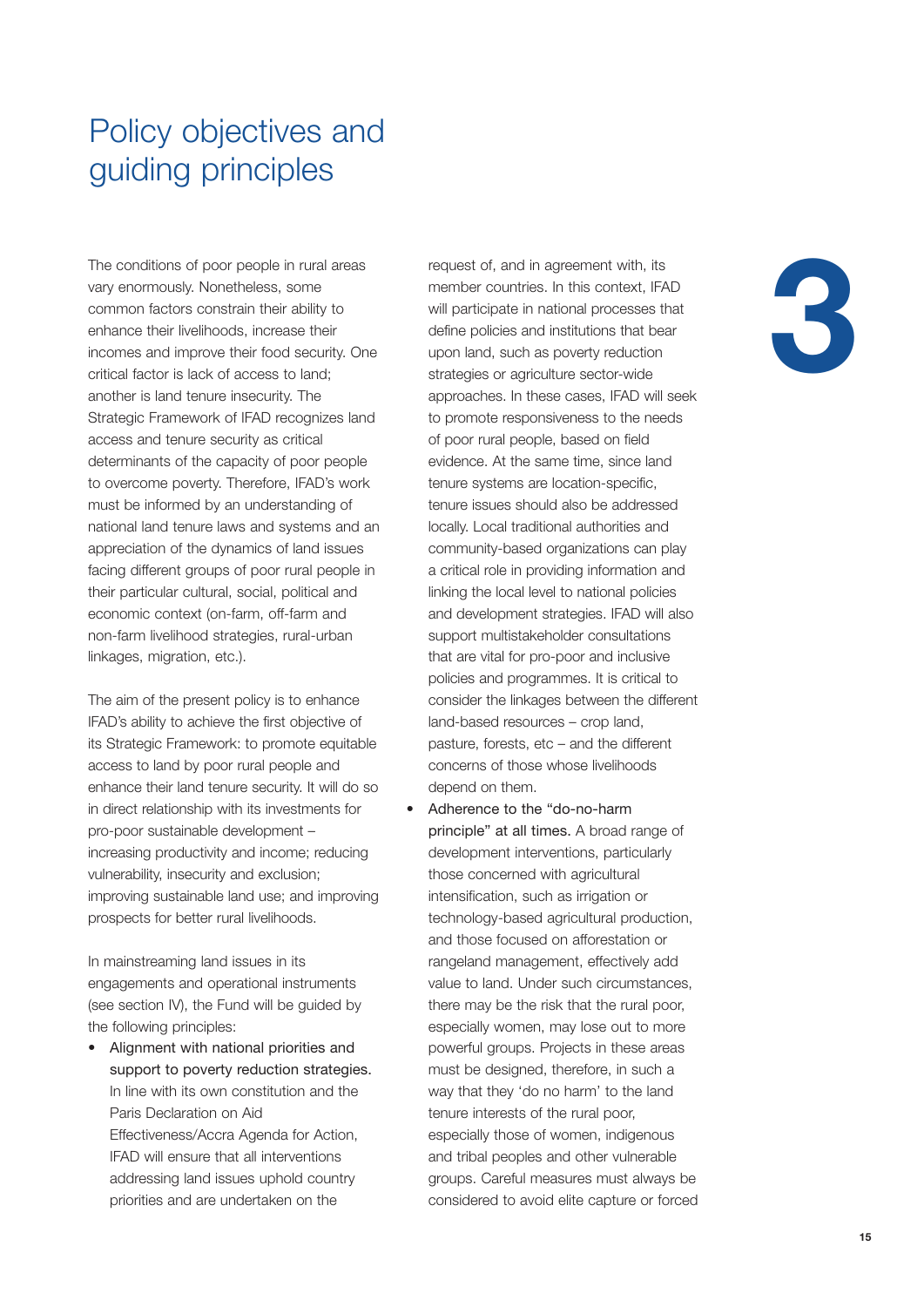# Policy objectives and guiding principles

The conditions of poor people in rural areas vary enormously. Nonetheless, some common factors constrain their ability to enhance their livelihoods, increase their incomes and improve their food security. One critical factor is lack of access to land; another is land tenure insecurity. The Strategic Framework of IFAD recognizes land access and tenure security as critical determinants of the capacity of poor people to overcome poverty. Therefore, IFAD's work must be informed by an understanding of national land tenure laws and systems and an appreciation of the dynamics of land issues facing different groups of poor rural people in their particular cultural, social, political and economic context (on-farm, off-farm and non-farm livelihood strategies, rural-urban linkages, migration, etc.).

The aim of the present policy is to enhance IFAD's ability to achieve the first objective of its Strategic Framework: to promote equitable access to land by poor rural people and enhance their land tenure security. It will do so in direct relationship with its investments for pro-poor sustainable development – increasing productivity and income; reducing vulnerability, insecurity and exclusion; improving sustainable land use; and improving prospects for better rural livelihoods.

In mainstreaming land issues in its engagements and operational instruments (see section IV), the Fund will be guided by the following principles:

- Alignment with national priorities and support to poverty reduction strategies. In line with its own constitution and the Paris Declaration on Aid Effectiveness/Accra Agenda for Action, IFAD will ensure that all interventions addressing land issues uphold country priorities and are undertaken on the request of, and in agreement with, its member countries. In this context, IFAD will participate in national processes that define policies and institutions that bear upon land, such as poverty reduction strategies or agriculture sector-wide approaches. In these cases, IFAD will seek to promote responsiveness to the needs of poor rural people, based on field evidence. At the same time, since land tenure systems are location-specific, tenure issues should also be addressed locally. Local traditional authorities and community-based organizations can play a critical role in providing information and linking the local level to national policies and development strategies. IFAD will also support multistakeholder consultations that are vital for pro-poor and inclusive policies and programmes. It is critical to consider the linkages between the different land-based resources – crop land, pasture, forests, etc – and the different concerns of those whose livelihoods depend on them.
- Adherence to the "do-no-harm principle" at all times. A broad range of development interventions, particularly those concerned with agricultural intensification, such as irrigation or technology-based agricultural production, and those focused on afforestation or rangeland management, effectively add value to land. Under such circumstances, there may be the risk that the rural poor, especially women, may lose out to more powerful groups. Projects in these areas must be designed, therefore, in such a way that they 'do no harm' to the land tenure interests of the rural poor, especially those of women, indigenous and tribal peoples and other vulnerable groups. Careful measures must always be considered to avoid elite capture or forced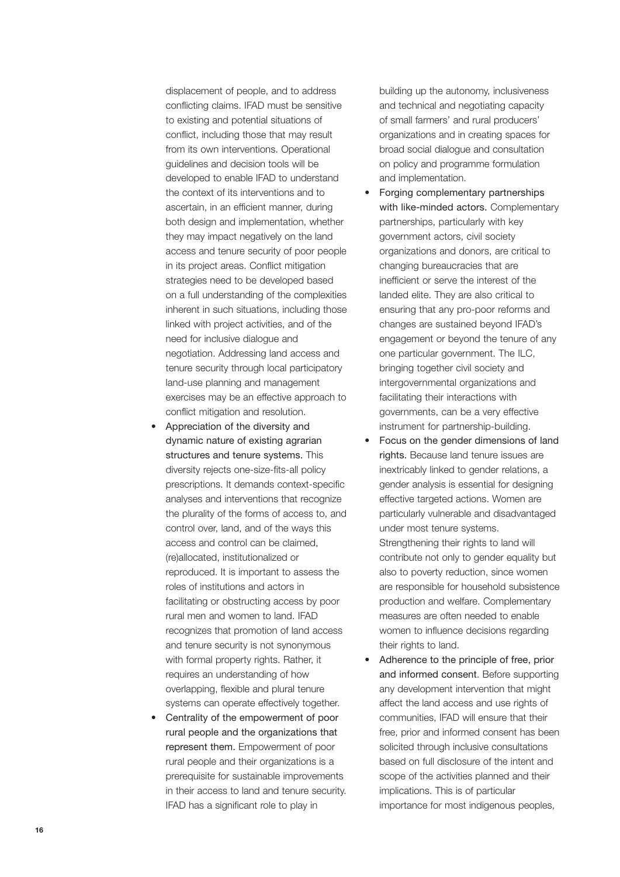displacement of people, and to address conflicting claims. IFAD must be sensitive to existing and potential situations of conflict, including those that may result from its own interventions. Operational guidelines and decision tools will be developed to enable IFAD to understand the context of its interventions and to ascertain, in an efficient manner, during both design and implementation, whether they may impact negatively on the land access and tenure security of poor people in its project areas. Conflict mitigation strategies need to be developed based on a full understanding of the complexities inherent in such situations, including those linked with project activities, and of the need for inclusive dialogue and negotiation. Addressing land access and tenure security through local participatory land-use planning and management exercises may be an effective approach to conflict mitigation and resolution.

- **Appreciation of the diversity and dynamic nature of existing agrarian structures and tenure systems.** This diversity rejects one-size-fits-all policy prescriptions. It demands context-specific analyses and interventions that recognize the plurality of the forms of access to, and control over, land, and of the ways this access and control can be claimed, (re)allocated, institutionalized or reproduced. It is important to assess the roles of institutions and actors in facilitating or obstructing access by poor rural men and women to land. IFAD recognizes that promotion of land access and tenure security is not synonymous with formal property rights. Rather, it requires an understanding of how overlapping, flexible and plural tenure systems can operate effectively together.
- **Centrality of the empowerment of poor rural people and the organizations that represent them.** Empowerment of poor rural people and their organizations is a prerequisite for sustainable improvements in their access to land and tenure security. IFAD has a significant role to play in building up the autonomy, inclusiveness and technical and negotiating capacity of small farmers' and rural producers' organizations and in creating spaces for broad social dialogue and consultation on policy and programme formulation and implementation.
- **Forging complementary partnerships with like-minded actors.** Complementary partnerships, particularly with key government actors, civil society organizations and donors, are critical to changing bureaucracies that are inefficient or serve the interest of the landed elite. They are also critical to ensuring that any pro-poor reforms and changes are sustained beyond IFAD's engagement or beyond the tenure of any one particular government. The ILC, bringing together civil society and intergovernmental organizations and facilitating their interactions with governments, can be a very effective instrument for partnership-building.
- **Focus on the gender dimensions of land rights.** Because land tenure issues are inextricably linked to gender relations, a gender analysis is essential for designing effective targeted actions. Women are particularly vulnerable and disadvantaged under most tenure systems. Strengthening their rights to land will contribute not only to gender equality but also to poverty reduction, since women are responsible for household subsistence production and welfare. Complementary measures are often needed to enable women to influence decisions regarding their rights to land.
- **Adherence to the principle of free, prior and informed consent**. Before supporting any development intervention that might affect the land access and use rights of communities, IFAD will ensure that their free, prior and informed consent has been solicited through inclusive consultations based on full disclosure of the intent and scope of the activities planned and their implications. This is of particular importance for most indigenous peoples,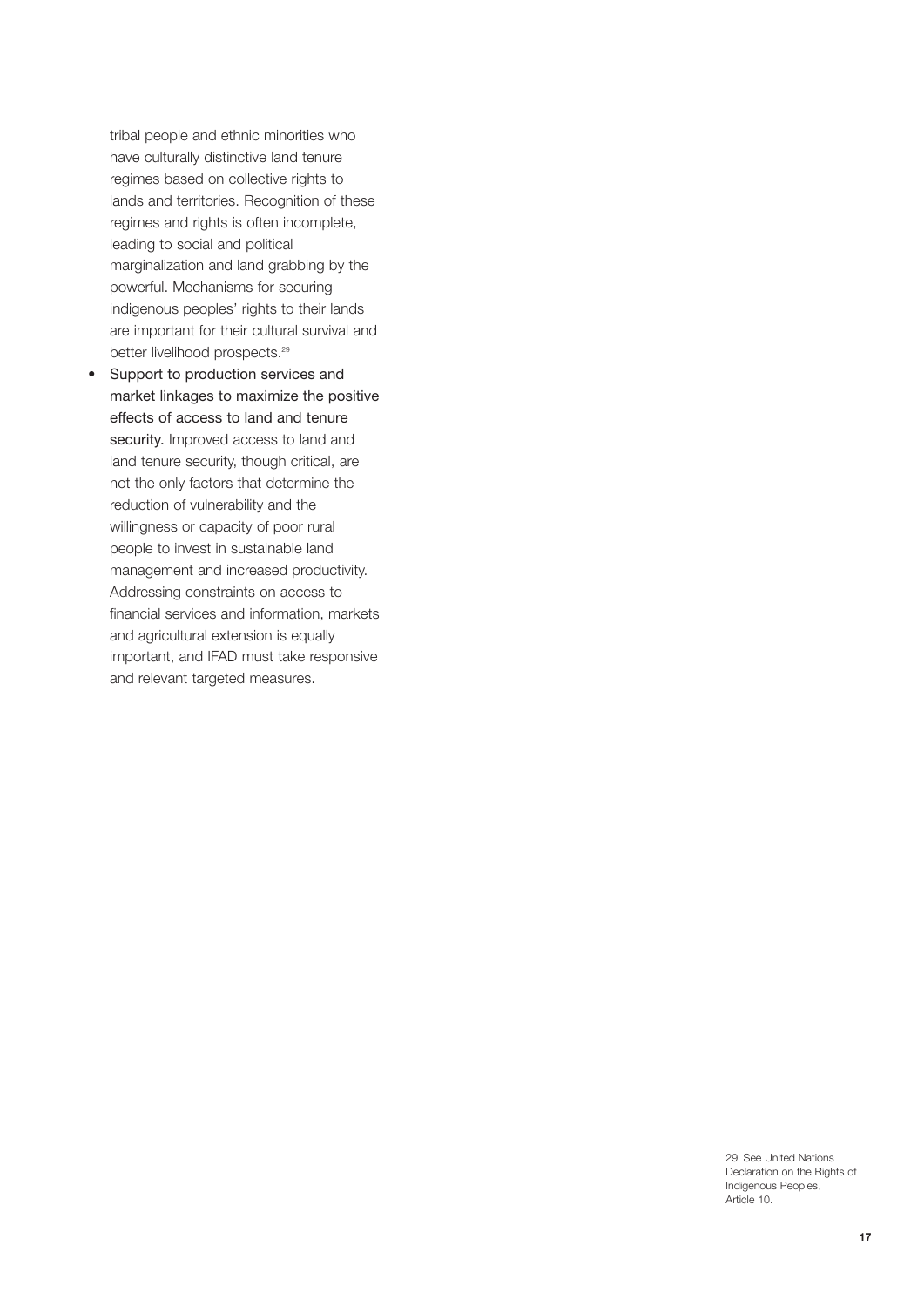tribal people and ethnic minorities who have culturally distinctive land tenure regimes based on collective rights to lands and territories. Recognition of these regimes and rights is often incomplete, leading to social and political marginalization and land grabbing by the powerful. Mechanisms for securing indigenous peoples' rights to their lands are important for their cultural survival and better livelihood prospects.[29]

- Support to production services and market linkages to maximize the positive effects of access to land and tenure security. Improved access to land and land tenure security, though critical, are not the only factors that determine the reduction of vulnerability and the willingness or capacity of poor rural people to invest in sustainable land management and increased productivity. Addressing constraints on access to financial services and information, markets and agricultural extension is equally important, and IFAD must take responsive and relevant targeted measures.

29 See United Nations Declaration on the Rights of Indigenous Peoples, Article 10.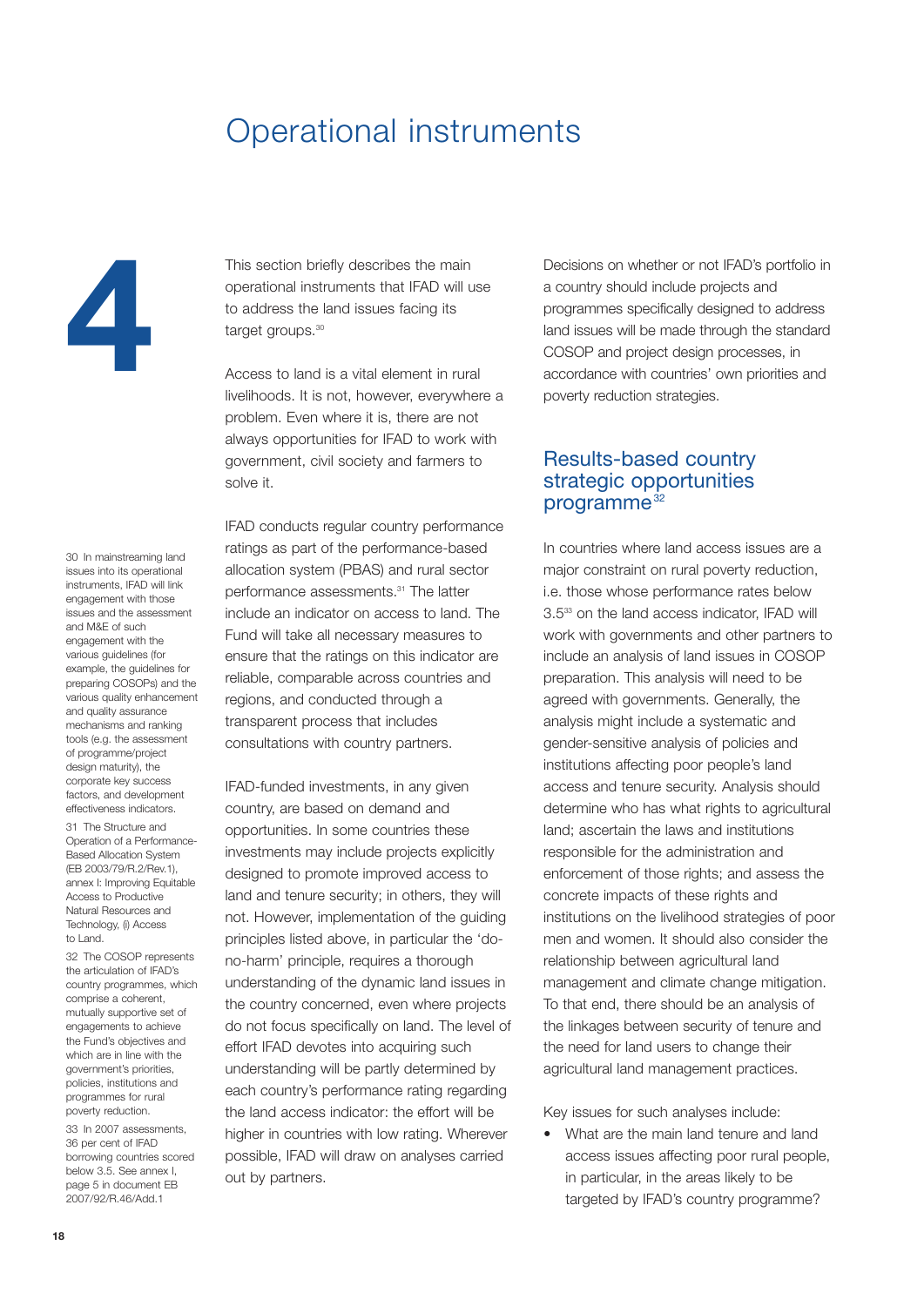# 4 Operational instruments

This section briefly describes the main operational instruments that IFAD will use to address the land issues facing its target groups.[30]

Access to land is a vital element in rural livelihoods. It is not, however, everywhere a problem. Even where it is, there are not always opportunities for IFAD to work with government, civil society and farmers to solve it.

IFAD conducts regular country performance ratings as part of the performance-based allocation system (PBAS) and rural sector performance assessments.[31] The latter include an indicator on access to land. The Fund will take all necessary measures to ensure that the ratings on this indicator are reliable, comparable across countries and regions, and conducted through a transparent process that includes consultations with country partners.

IFAD-funded investments, in any given country, are based on demand and opportunities. In some countries these investments may include projects explicitly designed to promote improved access to land and tenure security; in others, they will not. However, implementation of the guiding principles listed above, in particular the 'do-no-harm' principle, requires a thorough understanding of the dynamic land issues in the country concerned, even where projects do not focus specifically on land. The level of effort IFAD devotes into acquiring such understanding will be partly determined by each country's performance rating regarding the land access indicator: the effort will be higher in countries with low rating. Wherever possible, IFAD will draw on analyses carried out by partners.

Decisions on whether or not IFAD's portfolio in a country should include projects and programmes specifically designed to address land issues will be made through the standard COSOP and project design processes, in accordance with countries' own priorities and poverty reduction strategies.

## Results-based country strategic opportunities programme[32]

In countries where land access issues are a major constraint on rural poverty reduction, i.e. those whose performance rates below 3.5[33] on the land access indicator, IFAD will work with governments and other partners to include an analysis of land issues in COSOP preparation. This analysis will need to be agreed with governments. Generally, the analysis might include a systematic and gender-sensitive analysis of policies and institutions affecting poor people's land access and tenure security. Analysis should determine who has what rights to agricultural land; ascertain the laws and institutions responsible for the administration and enforcement of those rights; and assess the concrete impacts of these rights and institutions on the livelihood strategies of poor men and women. It should also consider the relationship between agricultural land management and climate change mitigation. To that end, there should be an analysis of the linkages between security of tenure and the need for land users to change their agricultural land management practices.

Key issues for such analyses include:

- What are the main land tenure and land access issues affecting poor rural people, in particular, in the areas likely to be targeted by IFAD's country programme?

---

30 In mainstreaming land issues into its operational instruments, IFAD will link engagement with those issues and the assessment and M&E of such engagement with the various guidelines (for example, the guidelines for preparing COSOPs) and the various quality enhancement and quality assurance mechanisms and ranking tools (e.g. the assessment of programme/project design maturity), the corporate key success factors, and development effectiveness indicators.

31 The Structure and Operation of a Performance-Based Allocation System (EB 2003/79/R.2/Rev.1), annex I: Improving Equitable Access to Productive Natural Resources and Technology, (i) Access to Land.

32 The COSOP represents the articulation of IFAD's country programmes, which comprise a coherent, mutually supportive set of engagements to achieve the Fund's objectives and which are in line with the government's priorities, policies, institutions and programmes for rural poverty reduction.

33 In 2007 assessments, 36 per cent of IFAD borrowing countries scored below 3.5. See annex I, page 5 in document EB 2007/92/R.46/Add.1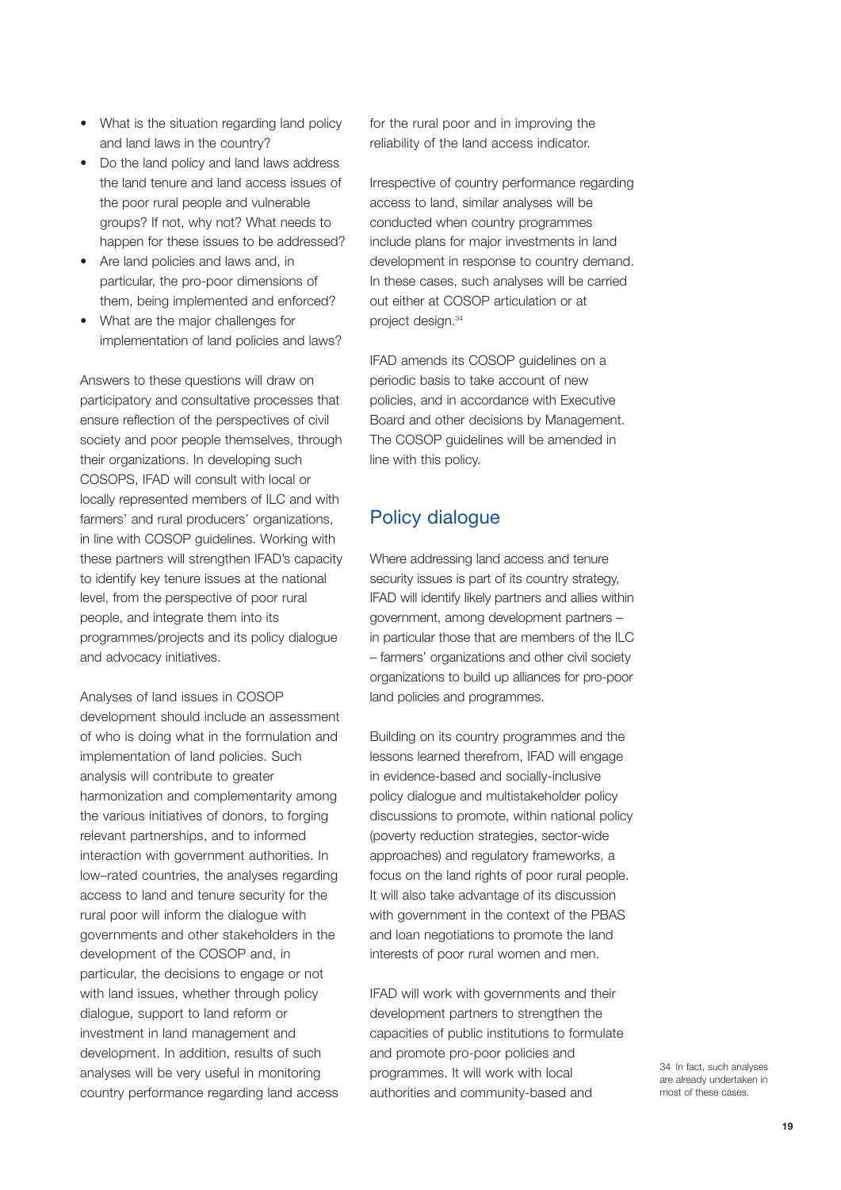- What is the situation regarding land policy and land laws in the country?
- Do the land policy and land laws address the land tenure and land access issues of the poor rural people and vulnerable groups? If not, why not? What needs to happen for these issues to be addressed?
- Are land policies and laws and, in particular, the pro-poor dimensions of them, being implemented and enforced?
- What are the major challenges for implementation of land policies and laws?

Answers to these questions will draw on participatory and consultative processes that ensure reflection of the perspectives of civil society and poor people themselves, through their organizations. In developing such COSOPS, IFAD will consult with local or locally represented members of ILC and with farmers' and rural producers' organizations, in line with COSOP guidelines. Working with these partners will strengthen IFAD's capacity to identify key tenure issues at the national level, from the perspective of poor rural people, and integrate them into its programmes/projects and its policy dialogue and advocacy initiatives.

Analyses of land issues in COSOP development should include an assessment of who is doing what in the formulation and implementation of land policies. Such analysis will contribute to greater harmonization and complementarity among the various initiatives of donors, to forging relevant partnerships, and to informed interaction with government authorities. In low–rated countries, the analyses regarding access to land and tenure security for the rural poor will inform the dialogue with governments and other stakeholders in the development of the COSOP and, in particular, the decisions to engage or not with land issues, whether through policy dialogue, support to land reform or investment in land management and development. In addition, results of such analyses will be very useful in monitoring country performance regarding land access for the rural poor and in improving the reliability of the land access indicator.

Irrespective of country performance regarding access to land, similar analyses will be conducted when country programmes include plans for major investments in land development in response to country demand. In these cases, such analyses will be carried out either at COSOP articulation or at project design.[34]

IFAD amends its COSOP guidelines on a periodic basis to take account of new policies, and in accordance with Executive Board and other decisions by Management. The COSOP guidelines will be amended in line with this policy.

## Policy dialogue

Where addressing land access and tenure security issues is part of its country strategy, IFAD will identify likely partners and allies within government, among development partners – in particular those that are members of the ILC – farmers' organizations and other civil society organizations to build up alliances for pro-poor land policies and programmes.

Building on its country programmes and the lessons learned therefrom, IFAD will engage in evidence-based and socially-inclusive policy dialogue and multistakeholder policy discussions to promote, within national policy (poverty reduction strategies, sector-wide approaches) and regulatory frameworks, a focus on the land rights of poor rural people. It will also take advantage of its discussion with government in the context of the PBAS and loan negotiations to promote the land interests of poor rural women and men.

IFAD will work with governments and their development partners to strengthen the capacities of public institutions to formulate and promote pro-poor policies and programmes. It will work with local authorities and community-based and

34 In fact, such analyses are already undertaken in most of these cases.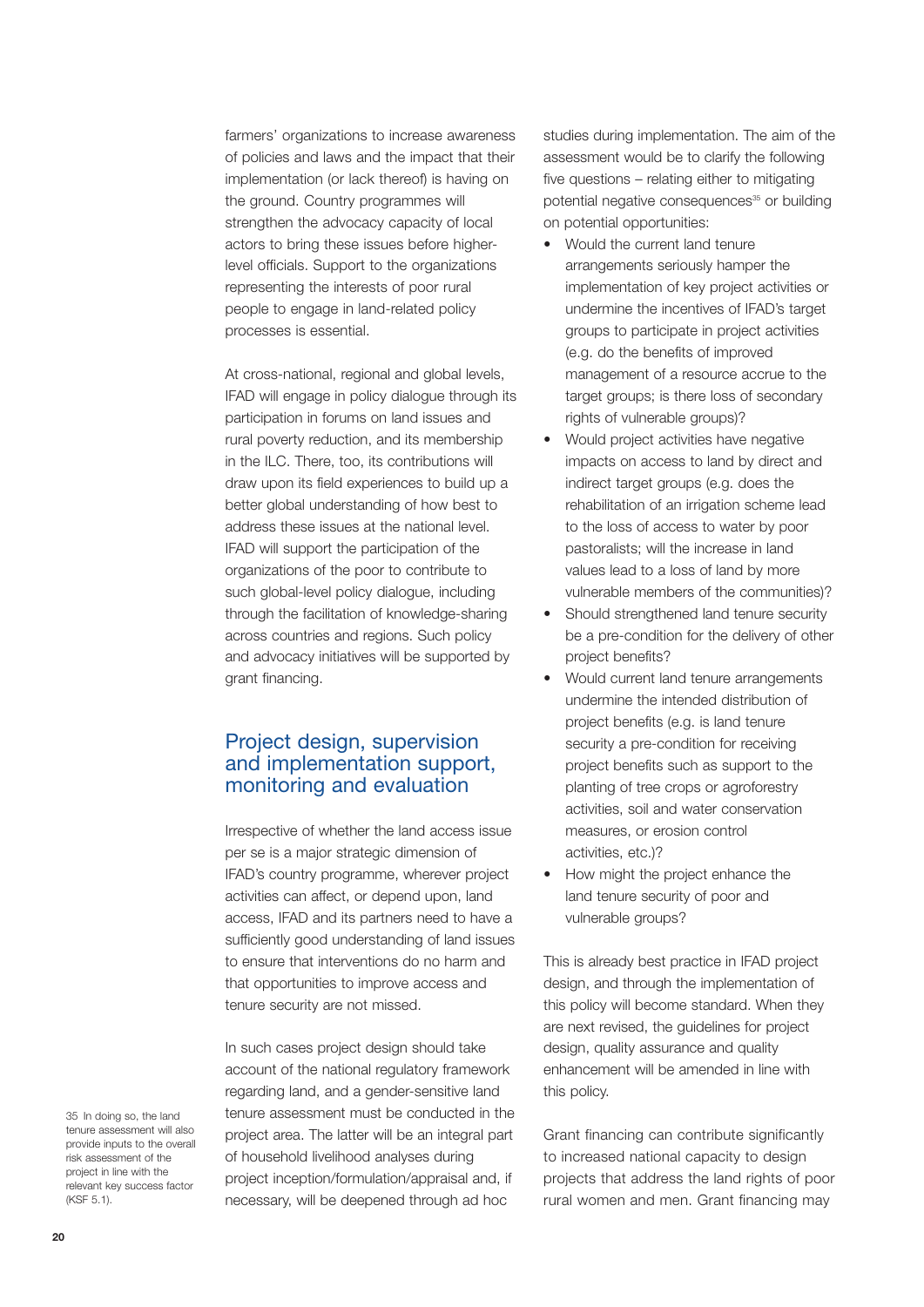farmers' organizations to increase awareness of policies and laws and the impact that their implementation (or lack thereof) is having on the ground. Country programmes will strengthen the advocacy capacity of local actors to bring these issues before higher-level officials. Support to the organizations representing the interests of poor rural people to engage in land-related policy processes is essential.

At cross-national, regional and global levels, IFAD will engage in policy dialogue through its participation in forums on land issues and rural poverty reduction, and its membership in the ILC. There, too, its contributions will draw upon its field experiences to build up a better global understanding of how best to address these issues at the national level. IFAD will support the participation of the organizations of the poor to contribute to such global-level policy dialogue, including through the facilitation of knowledge-sharing across countries and regions. Such policy and advocacy initiatives will be supported by grant financing.

## Project design, supervision and implementation support, monitoring and evaluation

Irrespective of whether the land access issue per se is a major strategic dimension of IFAD's country programme, wherever project activities can affect, or depend upon, land access, IFAD and its partners need to have a sufficiently good understanding of land issues to ensure that interventions do no harm and that opportunities to improve access and tenure security are not missed.

In such cases project design should take account of the national regulatory framework regarding land, and a gender-sensitive land tenure assessment must be conducted in the project area. The latter will be an integral part of household livelihood analyses during project inception/formulation/appraisal and, if necessary, will be deepened through ad hoc studies during implementation. The aim of the assessment would be to clarify the following five questions – relating either to mitigating potential negative consequences[35] or building on potential opportunities:

- Would the current land tenure arrangements seriously hamper the implementation of key project activities or undermine the incentives of IFAD's target groups to participate in project activities (e.g. do the benefits of improved management of a resource accrue to the target groups; is there loss of secondary rights of vulnerable groups)?
- Would project activities have negative impacts on access to land by direct and indirect target groups (e.g. does the rehabilitation of an irrigation scheme lead to the loss of access to water by poor pastoralists; will the increase in land values lead to a loss of land by more vulnerable members of the communities)?
- Should strengthened land tenure security be a pre-condition for the delivery of other project benefits?
- Would current land tenure arrangements undermine the intended distribution of project benefits (e.g. is land tenure security a pre-condition for receiving project benefits such as support to the planting of tree crops or agroforestry activities, soil and water conservation measures, or erosion control activities, etc.)?
- How might the project enhance the land tenure security of poor and vulnerable groups?

This is already best practice in IFAD project design, and through the implementation of this policy will become standard. When they are next revised, the guidelines for project design, quality assurance and quality enhancement will be amended in line with this policy.

Grant financing can contribute significantly to increased national capacity to design projects that address the land rights of poor rural women and men. Grant financing may

35 In doing so, the land tenure assessment will also provide inputs to the overall risk assessment of the project in line with the relevant key success factor (KSF 5.1).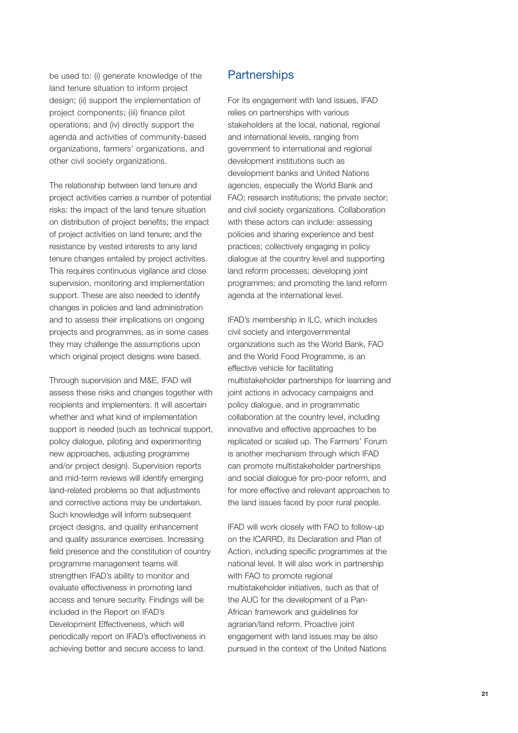be used to: (i) generate knowledge of the land tenure situation to inform project design; (ii) support the implementation of project components; (iii) finance pilot operations; and (iv) directly support the agenda and activities of community-based organizations, farmers' organizations, and other civil society organizations.

The relationship between land tenure and project activities carries a number of potential risks: the impact of the land tenure situation on distribution of project benefits; the impact of project activities on land tenure; and the resistance by vested interests to any land tenure changes entailed by project activities. This requires continuous vigilance and close supervision, monitoring and implementation support. These are also needed to identify changes in policies and land administration and to assess their implications on ongoing projects and programmes, as in some cases they may challenge the assumptions upon which original project designs were based.

Through supervision and M&E, IFAD will assess these risks and changes together with recipients and implementers. It will ascertain whether and what kind of implementation support is needed (such as technical support, policy dialogue, piloting and experimenting new approaches, adjusting programme and/or project design). Supervision reports and mid-term reviews will identify emerging land-related problems so that adjustments and corrective actions may be undertaken. Such knowledge will inform subsequent project designs, and quality enhancement and quality assurance exercises. Increasing field presence and the constitution of country programme management teams will strengthen IFAD's ability to monitor and evaluate effectiveness in promoting land access and tenure security. Findings will be included in the Report on IFAD's Development Effectiveness, which will periodically report on IFAD's effectiveness in achieving better and secure access to land.

## Partnerships

For its engagement with land issues, IFAD relies on partnerships with various stakeholders at the local, national, regional and international levels, ranging from government to international and regional development institutions such as development banks and United Nations agencies, especially the World Bank and FAO; research institutions; the private sector; and civil society organizations. Collaboration with these actors can include: assessing policies and sharing experience and best practices; collectively engaging in policy dialogue at the country level and supporting land reform processes; developing joint programmes; and promoting the land reform agenda at the international level.

IFAD's membership in ILC, which includes civil society and intergovernmental organizations such as the World Bank, FAO and the World Food Programme, is an effective vehicle for facilitating multistakeholder partnerships for learning and joint actions in advocacy campaigns and policy dialogue, and in programmatic collaboration at the country level, including innovative and effective approaches to be replicated or scaled up. The Farmers' Forum is another mechanism through which IFAD can promote multistakeholder partnerships and social dialogue for pro-poor reform, and for more effective and relevant approaches to the land issues faced by poor rural people.

IFAD will work closely with FAO to follow-up on the ICARRD, its Declaration and Plan of Action, including specific programmes at the national level. It will also work in partnership with FAO to promote regional multistakeholder initiatives, such as that of the AUC for the development of a Pan-African framework and guidelines for agrarian/land reform. Proactive joint engagement with land issues may be also pursued in the context of the United Nations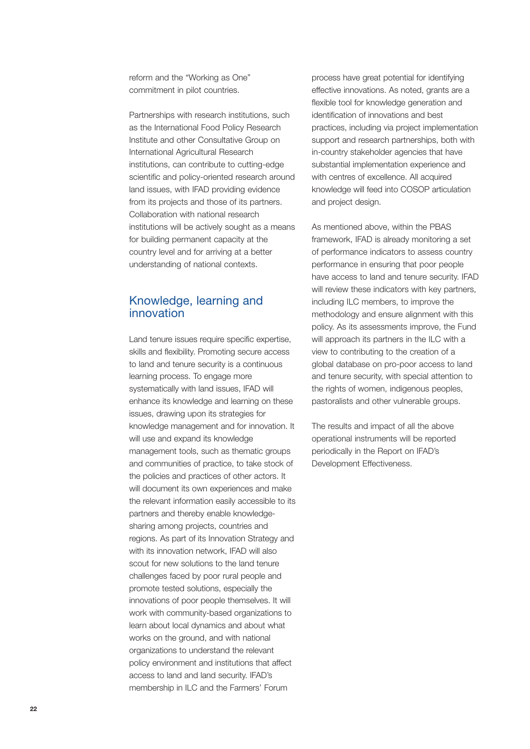reform and the "Working as One" commitment in pilot countries.

Partnerships with research institutions, such as the International Food Policy Research Institute and other Consultative Group on International Agricultural Research institutions, can contribute to cutting-edge scientific and policy-oriented research around land issues, with IFAD providing evidence from its projects and those of its partners. Collaboration with national research institutions will be actively sought as a means for building permanent capacity at the country level and for arriving at a better understanding of national contexts.

## Knowledge, learning and innovation

Land tenure issues require specific expertise, skills and flexibility. Promoting secure access to land and tenure security is a continuous learning process. To engage more systematically with land issues, IFAD will enhance its knowledge and learning on these issues, drawing upon its strategies for knowledge management and for innovation. It will use and expand its knowledge management tools, such as thematic groups and communities of practice, to take stock of the policies and practices of other actors. It will document its own experiences and make the relevant information easily accessible to its partners and thereby enable knowledge-sharing among projects, countries and regions. As part of its Innovation Strategy and with its innovation network, IFAD will also scout for new solutions to the land tenure challenges faced by poor rural people and promote tested solutions, especially the innovations of poor people themselves. It will work with community-based organizations to learn about local dynamics and about what works on the ground, and with national organizations to understand the relevant policy environment and institutions that affect access to land and land security. IFAD's membership in ILC and the Farmers' Forum process have great potential for identifying effective innovations. As noted, grants are a flexible tool for knowledge generation and identification of innovations and best practices, including via project implementation support and research partnerships, both with in-country stakeholder agencies that have substantial implementation experience and with centres of excellence. All acquired knowledge will feed into COSOP articulation and project design.

As mentioned above, within the PBAS framework, IFAD is already monitoring a set of performance indicators to assess country performance in ensuring that poor people have access to land and tenure security. IFAD will review these indicators with key partners, including ILC members, to improve the methodology and ensure alignment with this policy. As its assessments improve, the Fund will approach its partners in the ILC with a view to contributing to the creation of a global database on pro-poor access to land and tenure security, with special attention to the rights of women, indigenous peoples, pastoralists and other vulnerable groups.

The results and impact of all the above operational instruments will be reported periodically in the Report on IFAD's Development Effectiveness.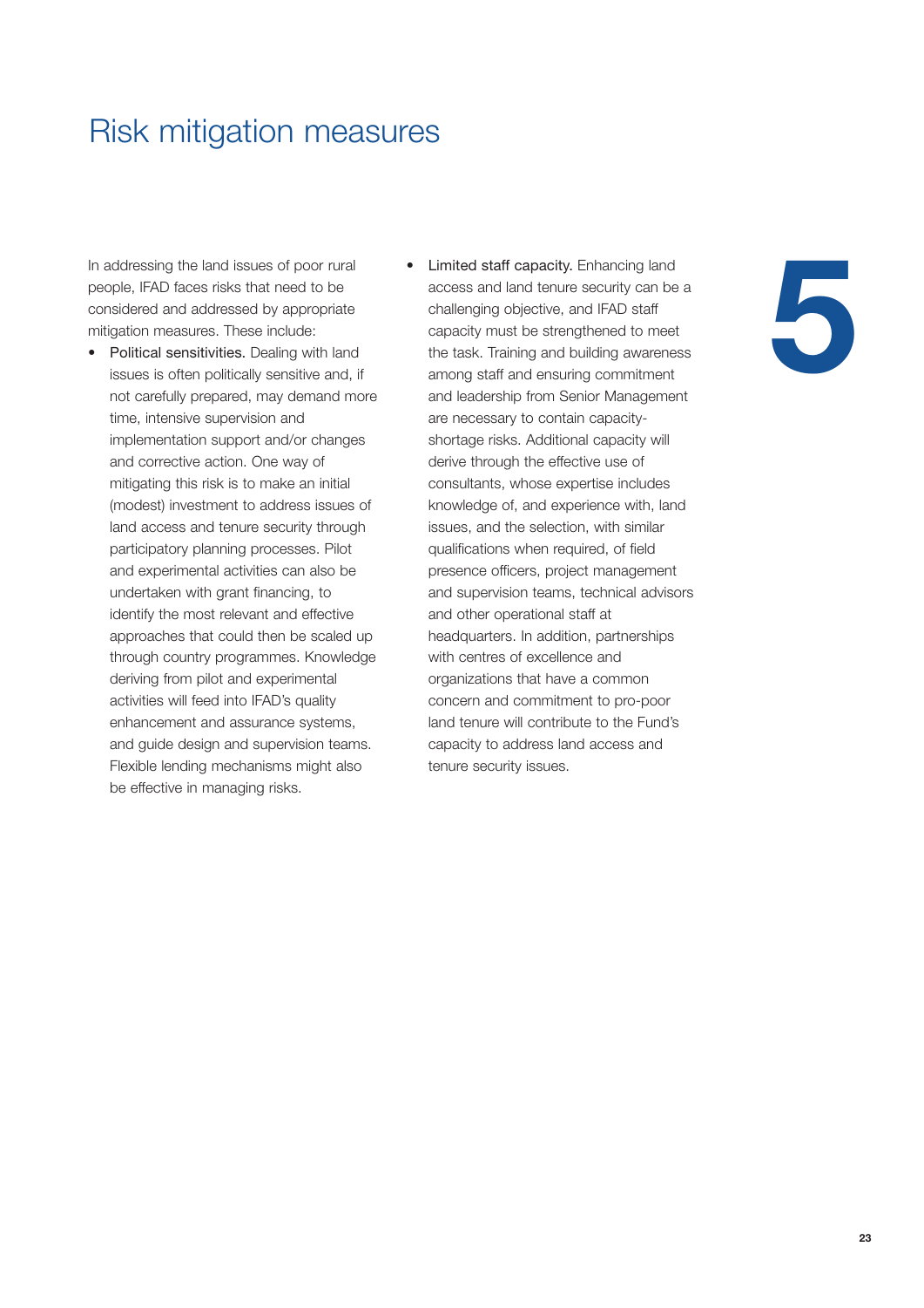# Risk mitigation measures

In addressing the land issues of poor rural people, IFAD faces risks that need to be considered and addressed by appropriate mitigation measures. These include:

- Political sensitivities. Dealing with land issues is often politically sensitive and, if not carefully prepared, may demand more time, intensive supervision and implementation support and/or changes and corrective action. One way of mitigating this risk is to make an initial (modest) investment to address issues of land access and tenure security through participatory planning processes. Pilot and experimental activities can also be undertaken with grant financing, to identify the most relevant and effective approaches that could then be scaled up through country programmes. Knowledge deriving from pilot and experimental activities will feed into IFAD's quality enhancement and assurance systems, and guide design and supervision teams. Flexible lending mechanisms might also be effective in managing risks.
- Limited staff capacity. Enhancing land access and land tenure security can be a challenging objective, and IFAD staff capacity must be strengthened to meet the task. Training and building awareness among staff and ensuring commitment and leadership from Senior Management are necessary to contain capacity-shortage risks. Additional capacity will derive through the effective use of consultants, whose expertise includes knowledge of, and experience with, land issues, and the selection, with similar qualifications when required, of field presence officers, project management and supervision teams, technical advisors and other operational staff at headquarters. In addition, partnerships with centres of excellence and organizations that have a common concern and commitment to pro-poor land tenure will contribute to the Fund's capacity to address land access and tenure security issues.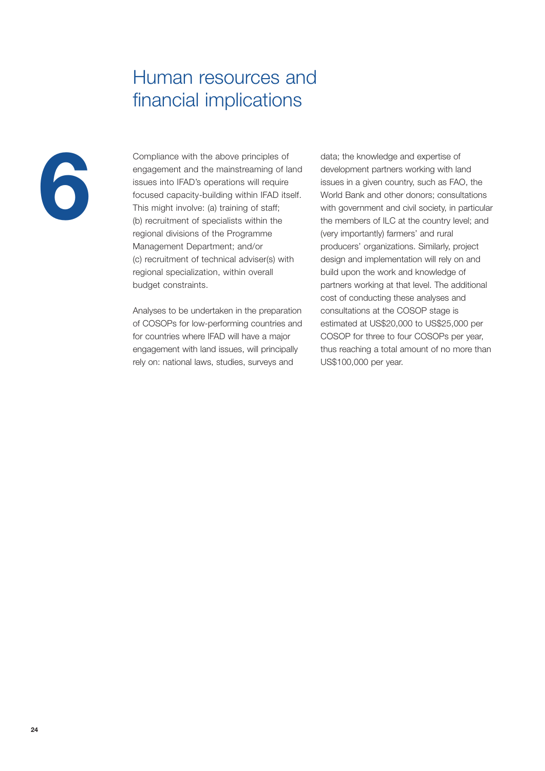# 6 Human resources and financial implications

Compliance with the above principles of engagement and the mainstreaming of land issues into IFAD's operations will require focused capacity-building within IFAD itself. This might involve: (a) training of staff; (b) recruitment of specialists within the regional divisions of the Programme Management Department; and/or (c) recruitment of technical adviser(s) with regional specialization, within overall budget constraints.

Analyses to be undertaken in the preparation of COSOPs for low-performing countries and for countries where IFAD will have a major engagement with land issues, will principally rely on: national laws, studies, surveys and data; the knowledge and expertise of development partners working with land issues in a given country, such as FAO, the World Bank and other donors; consultations with government and civil society, in particular the members of ILC at the country level; and (very importantly) farmers' and rural producers' organizations. Similarly, project design and implementation will rely on and build upon the work and knowledge of partners working at that level. The additional cost of conducting these analyses and consultations at the COSOP stage is estimated at US$20,000 to US$25,000 per COSOP for three to four COSOPs per year, thus reaching a total amount of no more than US$100,000 per year.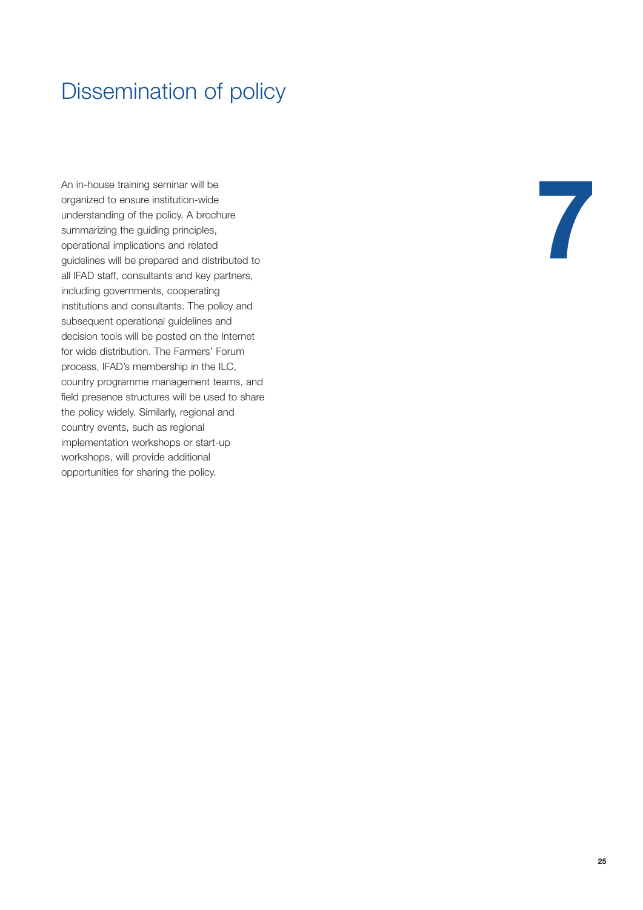# Dissemination of policy

7

An in-house training seminar will be organized to ensure institution-wide understanding of the policy. A brochure summarizing the guiding principles, operational implications and related guidelines will be prepared and distributed to all IFAD staff, consultants and key partners, including governments, cooperating institutions and consultants. The policy and subsequent operational guidelines and decision tools will be posted on the Internet for wide distribution. The Farmers' Forum process, IFAD's membership in the ILC, country programme management teams, and field presence structures will be used to share the policy widely. Similarly, regional and country events, such as regional implementation workshops or start-up workshops, will provide additional opportunities for sharing the policy.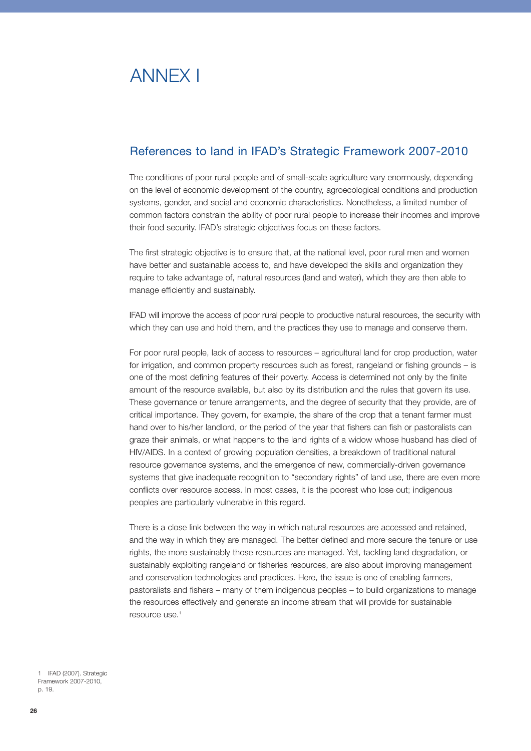# ANNEX I

## References to land in IFAD's Strategic Framework 2007-2010

The conditions of poor rural people and of small-scale agriculture vary enormously, depending on the level of economic development of the country, agroecological conditions and production systems, gender, and social and economic characteristics. Nonetheless, a limited number of common factors constrain the ability of poor rural people to increase their incomes and improve their food security. IFAD's strategic objectives focus on these factors.

The first strategic objective is to ensure that, at the national level, poor rural men and women have better and sustainable access to, and have developed the skills and organization they require to take advantage of, natural resources (land and water), which they are then able to manage efficiently and sustainably.

IFAD will improve the access of poor rural people to productive natural resources, the security with which they can use and hold them, and the practices they use to manage and conserve them.

For poor rural people, lack of access to resources – agricultural land for crop production, water for irrigation, and common property resources such as forest, rangeland or fishing grounds – is one of the most defining features of their poverty. Access is determined not only by the finite amount of the resource available, but also by its distribution and the rules that govern its use. These governance or tenure arrangements, and the degree of security that they provide, are of critical importance. They govern, for example, the share of the crop that a tenant farmer must hand over to his/her landlord, or the period of the year that fishers can fish or pastoralists can graze their animals, or what happens to the land rights of a widow whose husband has died of HIV/AIDS. In a context of growing population densities, a breakdown of traditional natural resource governance systems, and the emergence of new, commercially-driven governance systems that give inadequate recognition to "secondary rights" of land use, there are even more conflicts over resource access. In most cases, it is the poorest who lose out; indigenous peoples are particularly vulnerable in this regard.

There is a close link between the way in which natural resources are accessed and retained, and the way in which they are managed. The better defined and more secure the tenure or use rights, the more sustainably those resources are managed. Yet, tackling land degradation, or sustainably exploiting rangeland or fisheries resources, are also about improving management and conservation technologies and practices. Here, the issue is one of enabling farmers, pastoralists and fishers – many of them indigenous peoples – to build organizations to manage the resources effectively and generate an income stream that will provide for sustainable resource use.[1]

[1] IFAD (2007). Strategic Framework 2007-2010, p. 19.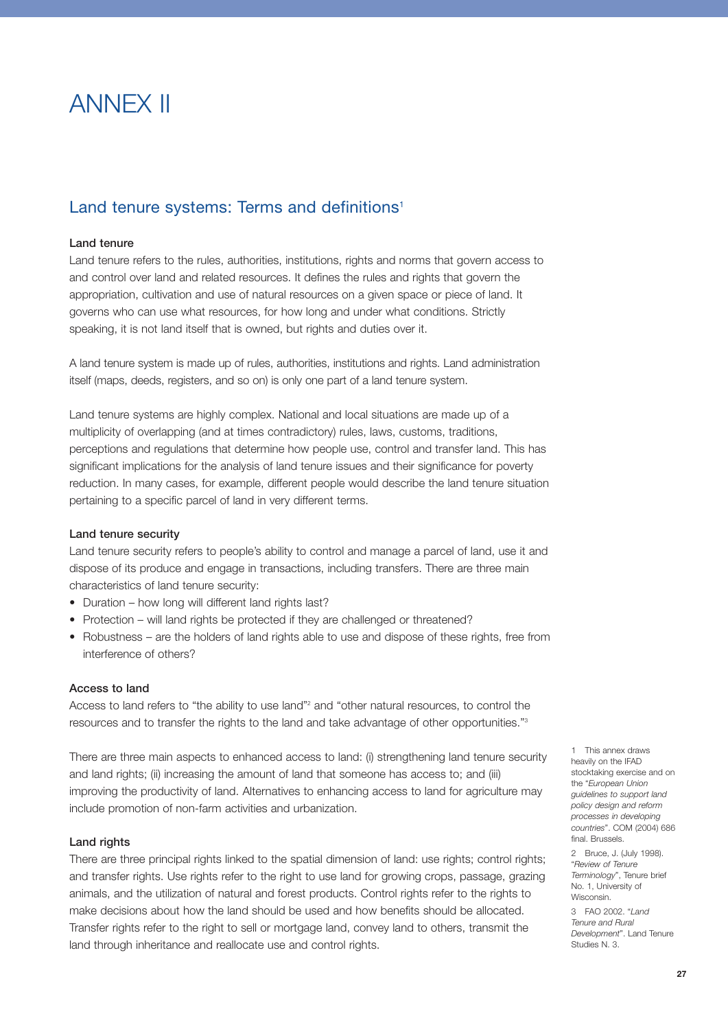# ANNEX II

## Land tenure systems: Terms and definitions[1]

### Land tenure

Land tenure refers to the rules, authorities, institutions, rights and norms that govern access to and control over land and related resources. It defines the rules and rights that govern the appropriation, cultivation and use of natural resources on a given space or piece of land. It governs who can use what resources, for how long and under what conditions. Strictly speaking, it is not land itself that is owned, but rights and duties over it.

A land tenure system is made up of rules, authorities, institutions and rights. Land administration itself (maps, deeds, registers, and so on) is only one part of a land tenure system.

Land tenure systems are highly complex. National and local situations are made up of a multiplicity of overlapping (and at times contradictory) rules, laws, customs, traditions, perceptions and regulations that determine how people use, control and transfer land. This has significant implications for the analysis of land tenure issues and their significance for poverty reduction. In many cases, for example, different people would describe the land tenure situation pertaining to a specific parcel of land in very different terms.

### Land tenure security

Land tenure security refers to people's ability to control and manage a parcel of land, use it and dispose of its produce and engage in transactions, including transfers. There are three main characteristics of land tenure security:

- Duration – how long will different land rights last?
- Protection – will land rights be protected if they are challenged or threatened?
- Robustness – are the holders of land rights able to use and dispose of these rights, free from interference of others?

### Access to land

Access to land refers to "the ability to use land"[2] and "other natural resources, to control the resources and to transfer the rights to the land and take advantage of other opportunities."[3]

There are three main aspects to enhanced access to land: (i) strengthening land tenure security and land rights; (ii) increasing the amount of land that someone has access to; and (iii) improving the productivity of land. Alternatives to enhancing access to land for agriculture may include promotion of non-farm activities and urbanization.

### Land rights

There are three principal rights linked to the spatial dimension of land: use rights; control rights; and transfer rights. Use rights refer to the right to use land for growing crops, passage, grazing animals, and the utilization of natural and forest products. Control rights refer to the rights to make decisions about how the land should be used and how benefits should be allocated. Transfer rights refer to the right to sell or mortgage land, convey land to others, transmit the land through inheritance and reallocate use and control rights.

---

1 This annex draws heavily on the IFAD stocktaking exercise and on the "*European Union guidelines to support land policy design and reform processes in developing countries*". COM (2004) 686 final. Brussels.

2 Bruce, J. (July 1998). "*Review of Tenure Terminology*", Tenure brief No. 1, University of Wisconsin.

3 FAO 2002. "*Land Tenure and Rural Development*". Land Tenure Studies N. 3.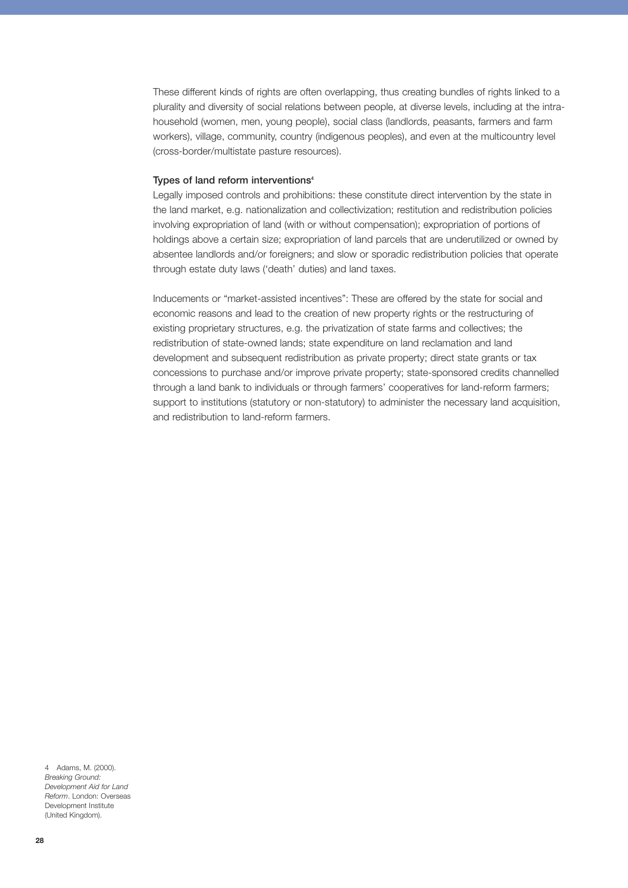These different kinds of rights are often overlapping, thus creating bundles of rights linked to a plurality and diversity of social relations between people, at diverse levels, including at the intra-household (women, men, young people), social class (landlords, peasants, farmers and farm workers), village, community, country (indigenous peoples), and even at the multicountry level (cross-border/multistate pasture resources).

### Types of land reform interventions[4]

Legally imposed controls and prohibitions: these constitute direct intervention by the state in the land market, e.g. nationalization and collectivization; restitution and redistribution policies involving expropriation of land (with or without compensation); expropriation of portions of holdings above a certain size; expropriation of land parcels that are underutilized or owned by absentee landlords and/or foreigners; and slow or sporadic redistribution policies that operate through estate duty laws ('death' duties) and land taxes.

Inducements or "market-assisted incentives": These are offered by the state for social and economic reasons and lead to the creation of new property rights or the restructuring of existing proprietary structures, e.g. the privatization of state farms and collectives; the redistribution of state-owned lands; state expenditure on land reclamation and land development and subsequent redistribution as private property; direct state grants or tax concessions to purchase and/or improve private property; state-sponsored credits channelled through a land bank to individuals or through farmers' cooperatives for land-reform farmers; support to institutions (statutory or non-statutory) to administer the necessary land acquisition, and redistribution to land-reform farmers.

4 Adams, M. (2000). *Breaking Ground: Development Aid for Land Reform*. London: Overseas Development Institute (United Kingdom).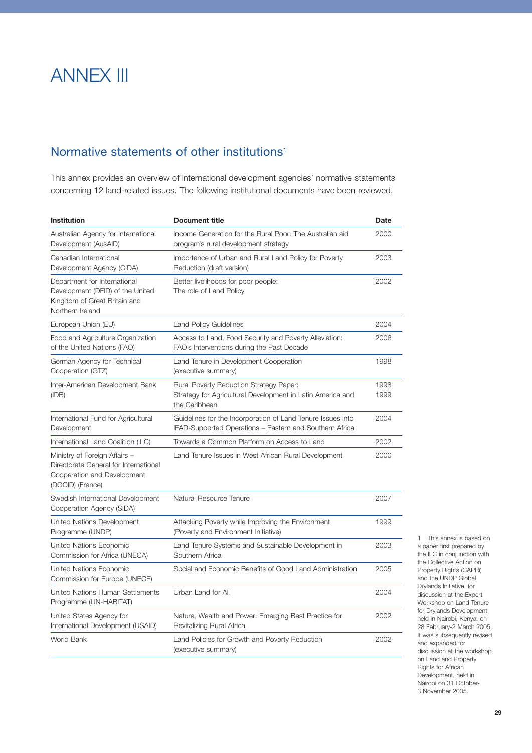# ANNEX III

## Normative statements of other institutions[1]

This annex provides an overview of international development agencies' normative statements concerning 12 land-related issues. The following institutional documents have been reviewed.

| Institution | Document title | Date |
|---|---|---|
| Australian Agency for International Development (AusAID) | Income Generation for the Rural Poor: The Australian aid program's rural development strategy | 2000 |
| Canadian International Development Agency (CIDA) | Importance of Urban and Rural Land Policy for Poverty Reduction (draft version) | 2003 |
| Department for International Development (DFID) of the United Kingdom of Great Britain and Northern Ireland | Better livelihoods for poor people: The role of Land Policy | 2002 |
| European Union (EU) | Land Policy Guidelines | 2004 |
| Food and Agriculture Organization of the United Nations (FAO) | Access to Land, Food Security and Poverty Alleviation: FAO's Interventions during the Past Decade | 2006 |
| German Agency for Technical Cooperation (GTZ) | Land Tenure in Development Cooperation (executive summary) | 1998 |
| Inter-American Development Bank (IDB) | Rural Poverty Reduction Strategy Paper: Strategy for Agricultural Development in Latin America and the Caribbean | 1998 1999 |
| International Fund for Agricultural Development | Guidelines for the Incorporation of Land Tenure Issues into IFAD-Supported Operations – Eastern and Southern Africa | 2004 |
| International Land Coalition (ILC) | Towards a Common Platform on Access to Land | 2002 |
| Ministry of Foreign Affairs – Directorate General for International Cooperation and Development (DGCID) (France) | Land Tenure Issues in West African Rural Development | 2000 |
| Swedish International Development Cooperation Agency (SIDA) | Natural Resource Tenure | 2007 |
| United Nations Development Programme (UNDP) | Attacking Poverty while Improving the Environment (Poverty and Environment Initiative) | 1999 |
| United Nations Economic Commission for Africa (UNECA) | Land Tenure Systems and Sustainable Development in Southern Africa | 2003 |
| United Nations Economic Commission for Europe (UNECE) | Social and Economic Benefits of Good Land Administration | 2005 |
| United Nations Human Settlements Programme (UN-HABITAT) | Urban Land for All | 2004 |
| United States Agency for International Development (USAID) | Nature, Wealth and Power: Emerging Best Practice for Revitalizing Rural Africa | 2002 |
| World Bank | Land Policies for Growth and Poverty Reduction (executive summary) | 2002 |

1 This annex is based on a paper first prepared by the ILC in conjunction with the Collective Action on Property Rights (CAPRi) and the UNDP Global Drylands Initiative, for discussion at the Expert Workshop on Land Tenure for Drylands Development held in Nairobi, Kenya, on 28 February-2 March 2005. It was subsequently revised and expanded for discussion at the workshop on Land and Property Rights for African Development, held in Nairobi on 31 October-3 November 2005.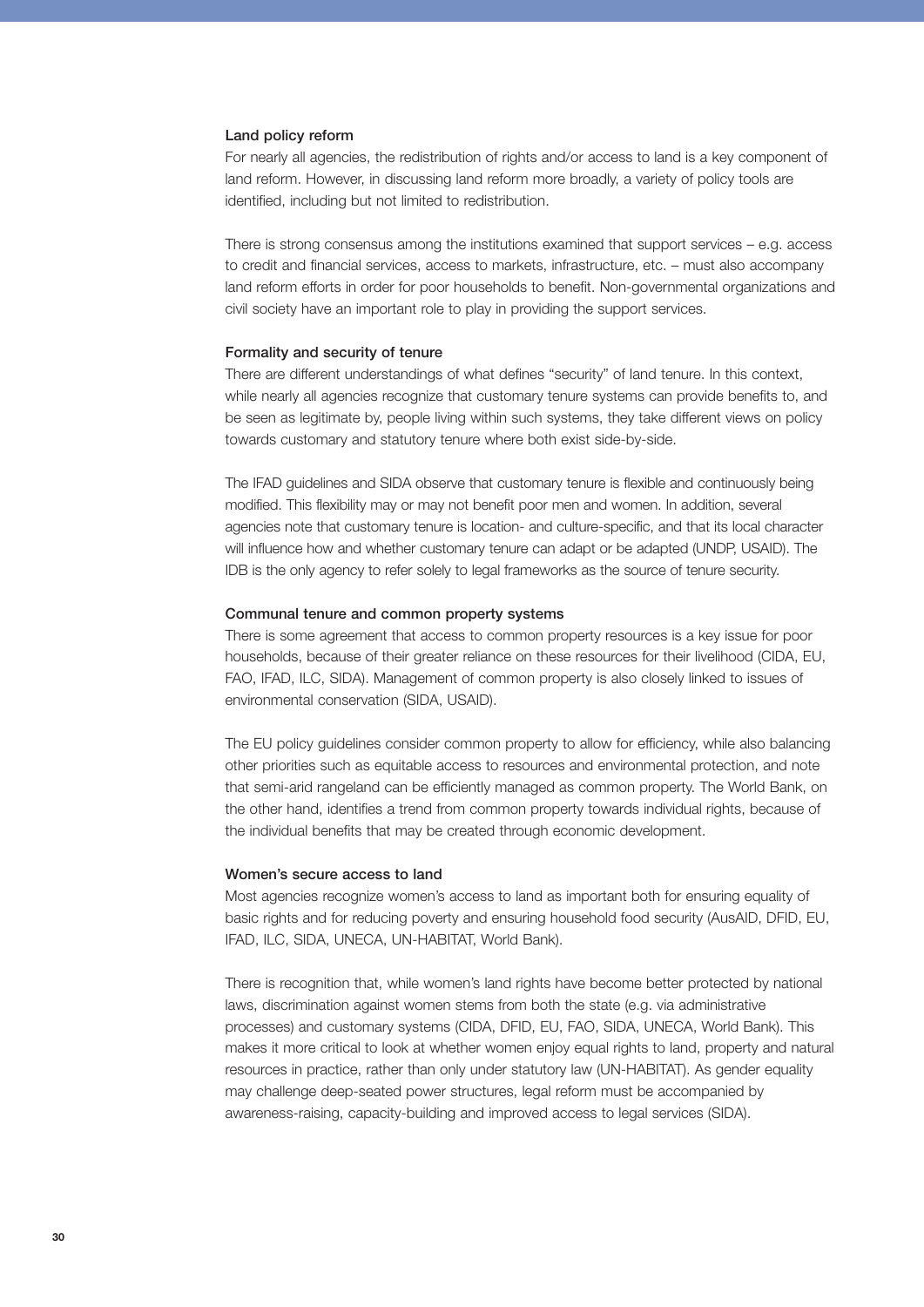### Land policy reform

For nearly all agencies, the redistribution of rights and/or access to land is a key component of land reform. However, in discussing land reform more broadly, a variety of policy tools are identified, including but not limited to redistribution.

There is strong consensus among the institutions examined that support services – e.g. access to credit and financial services, access to markets, infrastructure, etc. – must also accompany land reform efforts in order for poor households to benefit. Non-governmental organizations and civil society have an important role to play in providing the support services.

### Formality and security of tenure

There are different understandings of what defines "security" of land tenure. In this context, while nearly all agencies recognize that customary tenure systems can provide benefits to, and be seen as legitimate by, people living within such systems, they take different views on policy towards customary and statutory tenure where both exist side-by-side.

The IFAD guidelines and SIDA observe that customary tenure is flexible and continuously being modified. This flexibility may or may not benefit poor men and women. In addition, several agencies note that customary tenure is location- and culture-specific, and that its local character will influence how and whether customary tenure can adapt or be adapted (UNDP, USAID). The IDB is the only agency to refer solely to legal frameworks as the source of tenure security.

### Communal tenure and common property systems

There is some agreement that access to common property resources is a key issue for poor households, because of their greater reliance on these resources for their livelihood (CIDA, EU, FAO, IFAD, ILC, SIDA). Management of common property is also closely linked to issues of environmental conservation (SIDA, USAID).

The EU policy guidelines consider common property to allow for efficiency, while also balancing other priorities such as equitable access to resources and environmental protection, and note that semi-arid rangeland can be efficiently managed as common property. The World Bank, on the other hand, identifies a trend from common property towards individual rights, because of the individual benefits that may be created through economic development.

### Women's secure access to land

Most agencies recognize women's access to land as important both for ensuring equality of basic rights and for reducing poverty and ensuring household food security (AusAID, DFID, EU, IFAD, ILC, SIDA, UNECA, UN-HABITAT, World Bank).

There is recognition that, while women's land rights have become better protected by national laws, discrimination against women stems from both the state (e.g. via administrative processes) and customary systems (CIDA, DFID, EU, FAO, SIDA, UNECA, World Bank). This makes it more critical to look at whether women enjoy equal rights to land, property and natural resources in practice, rather than only under statutory law (UN-HABITAT). As gender equality may challenge deep-seated power structures, legal reform must be accompanied by awareness-raising, capacity-building and improved access to legal services (SIDA).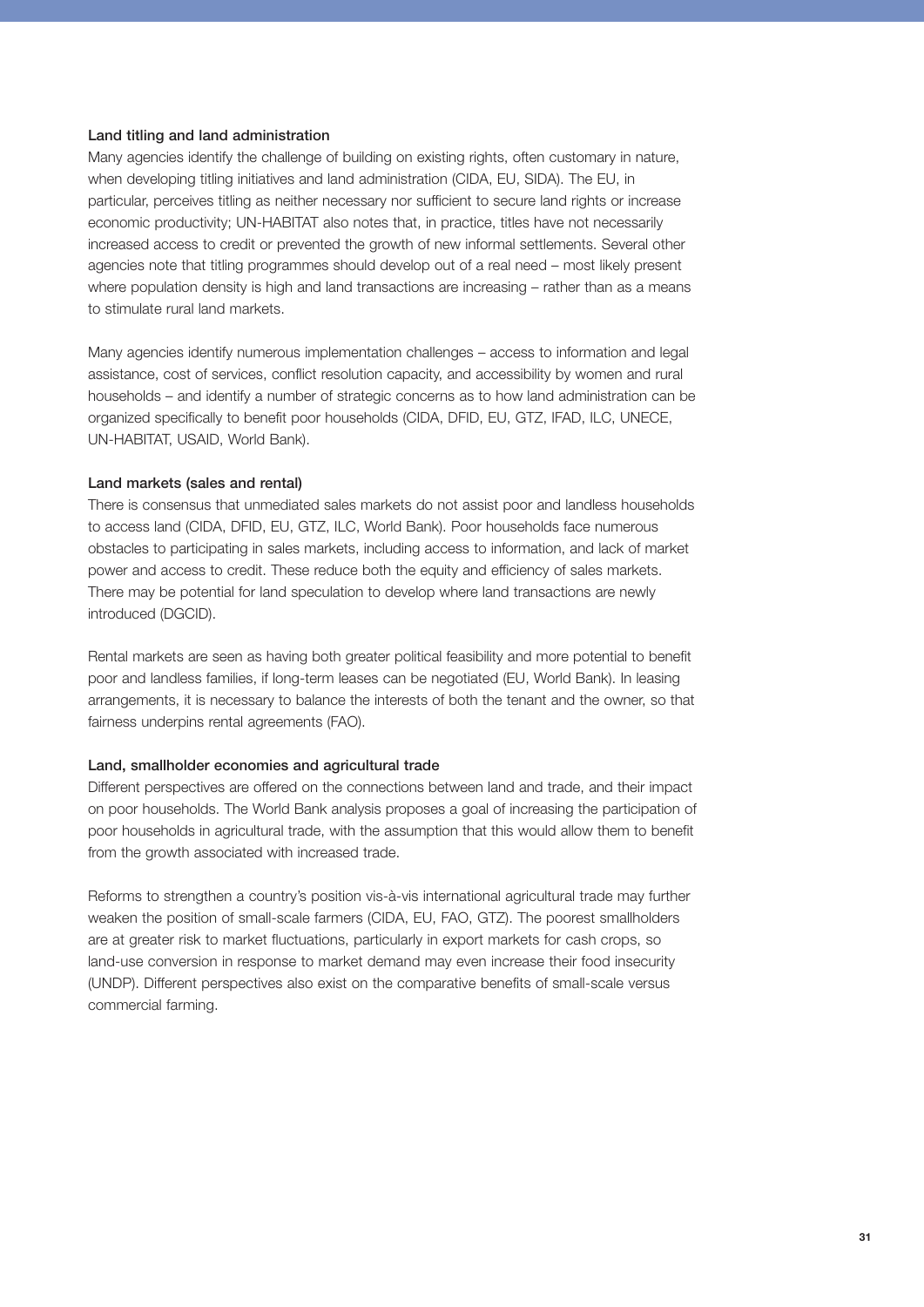### Land titling and land administration

Many agencies identify the challenge of building on existing rights, often customary in nature, when developing titling initiatives and land administration (CIDA, EU, SIDA). The EU, in particular, perceives titling as neither necessary nor sufficient to secure land rights or increase economic productivity; UN-HABITAT also notes that, in practice, titles have not necessarily increased access to credit or prevented the growth of new informal settlements. Several other agencies note that titling programmes should develop out of a real need – most likely present where population density is high and land transactions are increasing – rather than as a means to stimulate rural land markets.

Many agencies identify numerous implementation challenges – access to information and legal assistance, cost of services, conflict resolution capacity, and accessibility by women and rural households – and identify a number of strategic concerns as to how land administration can be organized specifically to benefit poor households (CIDA, DFID, EU, GTZ, IFAD, ILC, UNECE, UN-HABITAT, USAID, World Bank).

### Land markets (sales and rental)

There is consensus that unmediated sales markets do not assist poor and landless households to access land (CIDA, DFID, EU, GTZ, ILC, World Bank). Poor households face numerous obstacles to participating in sales markets, including access to information, and lack of market power and access to credit. These reduce both the equity and efficiency of sales markets. There may be potential for land speculation to develop where land transactions are newly introduced (DGCID).

Rental markets are seen as having both greater political feasibility and more potential to benefit poor and landless families, if long-term leases can be negotiated (EU, World Bank). In leasing arrangements, it is necessary to balance the interests of both the tenant and the owner, so that fairness underpins rental agreements (FAO).

### Land, smallholder economies and agricultural trade

Different perspectives are offered on the connections between land and trade, and their impact on poor households. The World Bank analysis proposes a goal of increasing the participation of poor households in agricultural trade, with the assumption that this would allow them to benefit from the growth associated with increased trade.

Reforms to strengthen a country's position vis-à-vis international agricultural trade may further weaken the position of small-scale farmers (CIDA, EU, FAO, GTZ). The poorest smallholders are at greater risk to market fluctuations, particularly in export markets for cash crops, so land-use conversion in response to market demand may even increase their food insecurity (UNDP). Different perspectives also exist on the comparative benefits of small-scale versus commercial farming.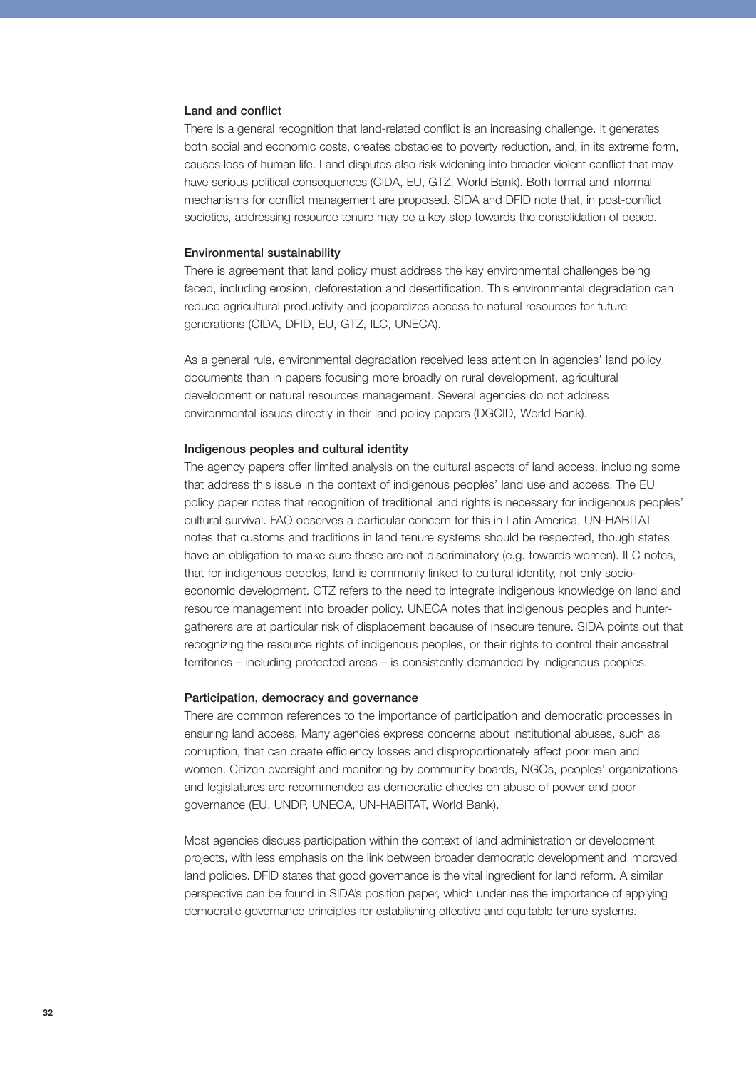### Land and conflict

There is a general recognition that land-related conflict is an increasing challenge. It generates both social and economic costs, creates obstacles to poverty reduction, and, in its extreme form, causes loss of human life. Land disputes also risk widening into broader violent conflict that may have serious political consequences (CIDA, EU, GTZ, World Bank). Both formal and informal mechanisms for conflict management are proposed. SIDA and DFID note that, in post-conflict societies, addressing resource tenure may be a key step towards the consolidation of peace.

### Environmental sustainability

There is agreement that land policy must address the key environmental challenges being faced, including erosion, deforestation and desertification. This environmental degradation can reduce agricultural productivity and jeopardizes access to natural resources for future generations (CIDA, DFID, EU, GTZ, ILC, UNECA).

As a general rule, environmental degradation received less attention in agencies' land policy documents than in papers focusing more broadly on rural development, agricultural development or natural resources management. Several agencies do not address environmental issues directly in their land policy papers (DGCID, World Bank).

### Indigenous peoples and cultural identity

The agency papers offer limited analysis on the cultural aspects of land access, including some that address this issue in the context of indigenous peoples' land use and access. The EU policy paper notes that recognition of traditional land rights is necessary for indigenous peoples' cultural survival. FAO observes a particular concern for this in Latin America. UN-HABITAT notes that customs and traditions in land tenure systems should be respected, though states have an obligation to make sure these are not discriminatory (e.g. towards women). ILC notes, that for indigenous peoples, land is commonly linked to cultural identity, not only socio-economic development. GTZ refers to the need to integrate indigenous knowledge on land and resource management into broader policy. UNECA notes that indigenous peoples and hunter-gatherers are at particular risk of displacement because of insecure tenure. SIDA points out that recognizing the resource rights of indigenous peoples, or their rights to control their ancestral territories – including protected areas – is consistently demanded by indigenous peoples.

### Participation, democracy and governance

There are common references to the importance of participation and democratic processes in ensuring land access. Many agencies express concerns about institutional abuses, such as corruption, that can create efficiency losses and disproportionately affect poor men and women. Citizen oversight and monitoring by community boards, NGOs, peoples' organizations and legislatures are recommended as democratic checks on abuse of power and poor governance (EU, UNDP, UNECA, UN-HABITAT, World Bank).

Most agencies discuss participation within the context of land administration or development projects, with less emphasis on the link between broader democratic development and improved land policies. DFID states that good governance is the vital ingredient for land reform. A similar perspective can be found in SIDA's position paper, which underlines the importance of applying democratic governance principles for establishing effective and equitable tenure systems.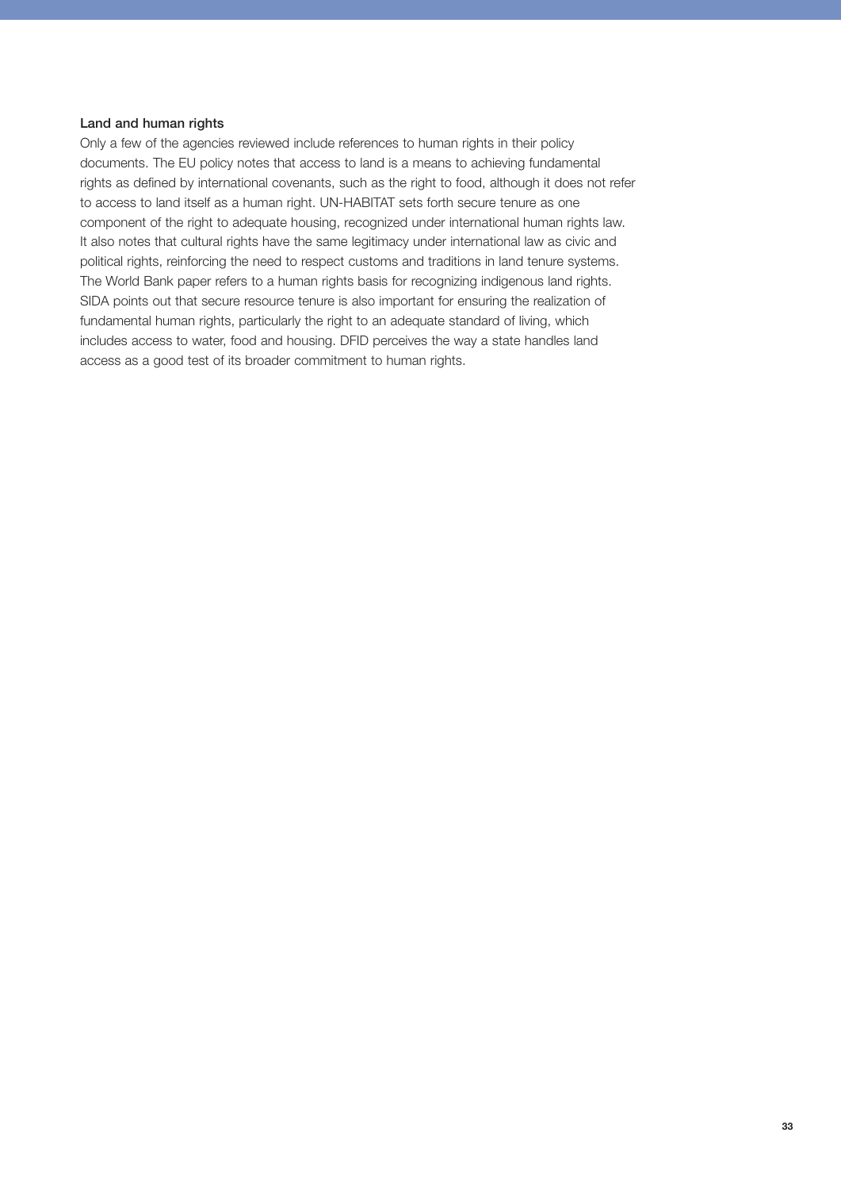### Land and human rights

Only a few of the agencies reviewed include references to human rights in their policy documents. The EU policy notes that access to land is a means to achieving fundamental rights as defined by international covenants, such as the right to food, although it does not refer to access to land itself as a human right. UN-HABITAT sets forth secure tenure as one component of the right to adequate housing, recognized under international human rights law. It also notes that cultural rights have the same legitimacy under international law as civic and political rights, reinforcing the need to respect customs and traditions in land tenure systems. The World Bank paper refers to a human rights basis for recognizing indigenous land rights. SIDA points out that secure resource tenure is also important for ensuring the realization of fundamental human rights, particularly the right to an adequate standard of living, which includes access to water, food and housing. DFID perceives the way a state handles land access as a good test of its broader commitment to human rights.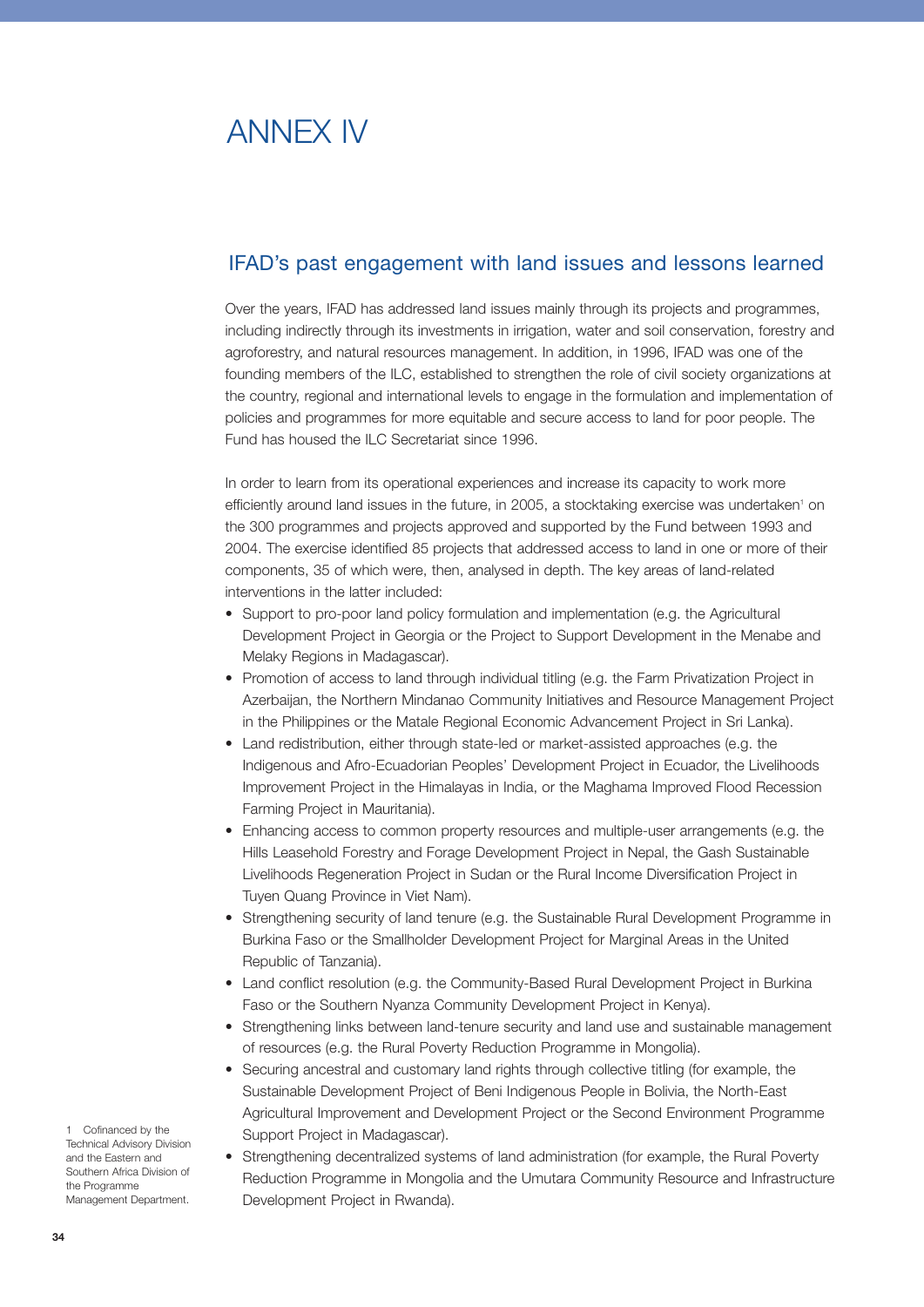# ANNEX IV

## IFAD's past engagement with land issues and lessons learned

Over the years, IFAD has addressed land issues mainly through its projects and programmes, including indirectly through its investments in irrigation, water and soil conservation, forestry and agroforestry, and natural resources management. In addition, in 1996, IFAD was one of the founding members of the ILC, established to strengthen the role of civil society organizations at the country, regional and international levels to engage in the formulation and implementation of policies and programmes for more equitable and secure access to land for poor people. The Fund has housed the ILC Secretariat since 1996.

In order to learn from its operational experiences and increase its capacity to work more efficiently around land issues in the future, in 2005, a stocktaking exercise was undertaken[1] on the 300 programmes and projects approved and supported by the Fund between 1993 and 2004. The exercise identified 85 projects that addressed access to land in one or more of their components, 35 of which were, then, analysed in depth. The key areas of land-related interventions in the latter included:

- Support to pro-poor land policy formulation and implementation (e.g. the Agricultural Development Project in Georgia or the Project to Support Development in the Menabe and Melaky Regions in Madagascar).
- Promotion of access to land through individual titling (e.g. the Farm Privatization Project in Azerbaijan, the Northern Mindanao Community Initiatives and Resource Management Project in the Philippines or the Matale Regional Economic Advancement Project in Sri Lanka).
- Land redistribution, either through state-led or market-assisted approaches (e.g. the Indigenous and Afro-Ecuadorian Peoples' Development Project in Ecuador, the Livelihoods Improvement Project in the Himalayas in India, or the Maghama Improved Flood Recession Farming Project in Mauritania).
- Enhancing access to common property resources and multiple-user arrangements (e.g. the Hills Leasehold Forestry and Forage Development Project in Nepal, the Gash Sustainable Livelihoods Regeneration Project in Sudan or the Rural Income Diversification Project in Tuyen Quang Province in Viet Nam).
- Strengthening security of land tenure (e.g. the Sustainable Rural Development Programme in Burkina Faso or the Smallholder Development Project for Marginal Areas in the United Republic of Tanzania).
- Land conflict resolution (e.g. the Community-Based Rural Development Project in Burkina Faso or the Southern Nyanza Community Development Project in Kenya).
- Strengthening links between land-tenure security and land use and sustainable management of resources (e.g. the Rural Poverty Reduction Programme in Mongolia).
- Securing ancestral and customary land rights through collective titling (for example, the Sustainable Development Project of Beni Indigenous People in Bolivia, the North-East Agricultural Improvement and Development Project or the Second Environment Programme Support Project in Madagascar).
- Strengthening decentralized systems of land administration (for example, the Rural Poverty Reduction Programme in Mongolia and the Umutara Community Resource and Infrastructure Development Project in Rwanda).

[1] Cofinanced by the Technical Advisory Division and the Eastern and Southern Africa Division of the Programme Management Department.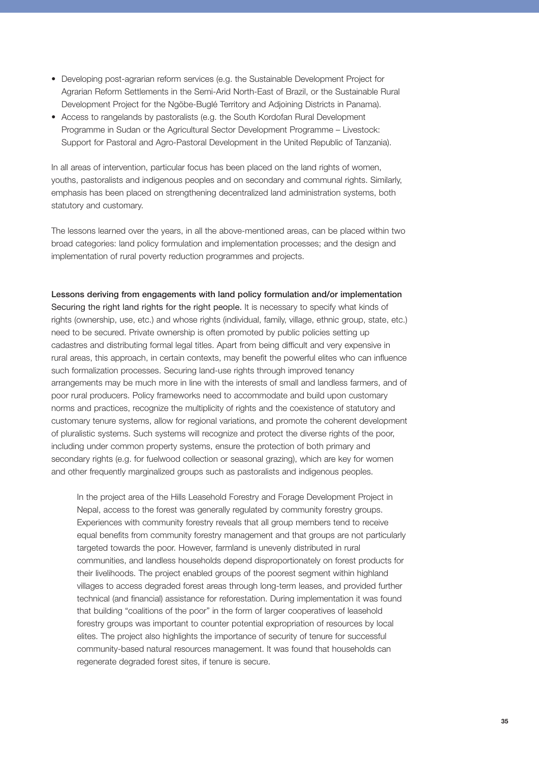- Developing post-agrarian reform services (e.g. the Sustainable Development Project for Agrarian Reform Settlements in the Semi-Arid North-East of Brazil, or the Sustainable Rural Development Project for the Ngöbe-Buglé Territory and Adjoining Districts in Panama).
- Access to rangelands by pastoralists (e.g. the South Kordofan Rural Development Programme in Sudan or the Agricultural Sector Development Programme – Livestock: Support for Pastoral and Agro-Pastoral Development in the United Republic of Tanzania).

In all areas of intervention, particular focus has been placed on the land rights of women, youths, pastoralists and indigenous peoples and on secondary and communal rights. Similarly, emphasis has been placed on strengthening decentralized land administration systems, both statutory and customary.

The lessons learned over the years, in all the above-mentioned areas, can be placed within two broad categories: land policy formulation and implementation processes; and the design and implementation of rural poverty reduction programmes and projects.

**Lessons deriving from engagements with land policy formulation and/or implementation**

**Securing the right land rights for the right people.** It is necessary to specify what kinds of rights (ownership, use, etc.) and whose rights (individual, family, village, ethnic group, state, etc.) need to be secured. Private ownership is often promoted by public policies setting up cadastres and distributing formal legal titles. Apart from being difficult and very expensive in rural areas, this approach, in certain contexts, may benefit the powerful elites who can influence such formalization processes. Securing land-use rights through improved tenancy arrangements may be much more in line with the interests of small and landless farmers, and of poor rural producers. Policy frameworks need to accommodate and build upon customary norms and practices, recognize the multiplicity of rights and the coexistence of statutory and customary tenure systems, allow for regional variations, and promote the coherent development of pluralistic systems. Such systems will recognize and protect the diverse rights of the poor, including under common property systems, ensure the protection of both primary and secondary rights (e.g. for fuelwood collection or seasonal grazing), which are key for women and other frequently marginalized groups such as pastoralists and indigenous peoples.

> In the project area of the Hills Leasehold Forestry and Forage Development Project in Nepal, access to the forest was generally regulated by community forestry groups. Experiences with community forestry reveals that all group members tend to receive equal benefits from community forestry management and that groups are not particularly targeted towards the poor. However, farmland is unevenly distributed in rural communities, and landless households depend disproportionately on forest products for their livelihoods. The project enabled groups of the poorest segment within highland villages to access degraded forest areas through long-term leases, and provided further technical (and financial) assistance for reforestation. During implementation it was found that building "coalitions of the poor" in the form of larger cooperatives of leasehold forestry groups was important to counter potential expropriation of resources by local elites. The project also highlights the importance of security of tenure for successful community-based natural resources management. It was found that households can regenerate degraded forest sites, if tenure is secure.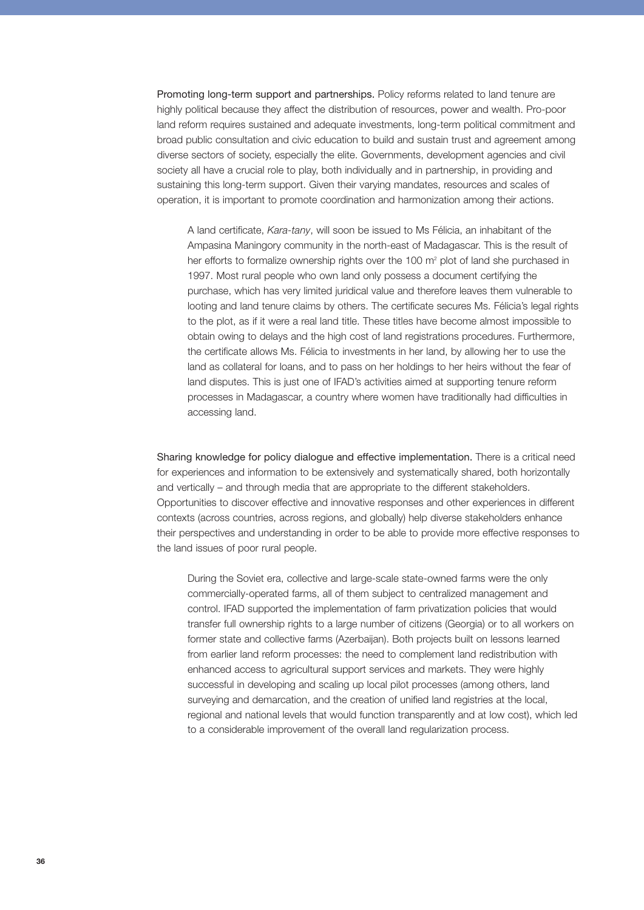Promoting long-term support and partnerships. Policy reforms related to land tenure are highly political because they affect the distribution of resources, power and wealth. Pro-poor land reform requires sustained and adequate investments, long-term political commitment and broad public consultation and civic education to build and sustain trust and agreement among diverse sectors of society, especially the elite. Governments, development agencies and civil society all have a crucial role to play, both individually and in partnership, in providing and sustaining this long-term support. Given their varying mandates, resources and scales of operation, it is important to promote coordination and harmonization among their actions.

> A land certificate, *Kara-tany*, will soon be issued to Ms Félicia, an inhabitant of the Ampasina Maningory community in the north-east of Madagascar. This is the result of her efforts to formalize ownership rights over the 100 $m^2$ plot of land she purchased in 1997. Most rural people who own land only possess a document certifying the purchase, which has very limited juridical value and therefore leaves them vulnerable to looting and land tenure claims by others. The certificate secures Ms. Félicia's legal rights to the plot, as if it were a real land title. These titles have become almost impossible to obtain owing to delays and the high cost of land registrations procedures. Furthermore, the certificate allows Ms. Félicia to investments in her land, by allowing her to use the land as collateral for loans, and to pass on her holdings to her heirs without the fear of land disputes. This is just one of IFAD's activities aimed at supporting tenure reform processes in Madagascar, a country where women have traditionally had difficulties in accessing land.

Sharing knowledge for policy dialogue and effective implementation. There is a critical need for experiences and information to be extensively and systematically shared, both horizontally and vertically – and through media that are appropriate to the different stakeholders. Opportunities to discover effective and innovative responses and other experiences in different contexts (across countries, across regions, and globally) help diverse stakeholders enhance their perspectives and understanding in order to be able to provide more effective responses to the land issues of poor rural people.

> During the Soviet era, collective and large-scale state-owned farms were the only commercially-operated farms, all of them subject to centralized management and control. IFAD supported the implementation of farm privatization policies that would transfer full ownership rights to a large number of citizens (Georgia) or to all workers on former state and collective farms (Azerbaijan). Both projects built on lessons learned from earlier land reform processes: the need to complement land redistribution with enhanced access to agricultural support services and markets. They were highly successful in developing and scaling up local pilot processes (among others, land surveying and demarcation, and the creation of unified land registries at the local, regional and national levels that would function transparently and at low cost), which led to a considerable improvement of the overall land regularization process.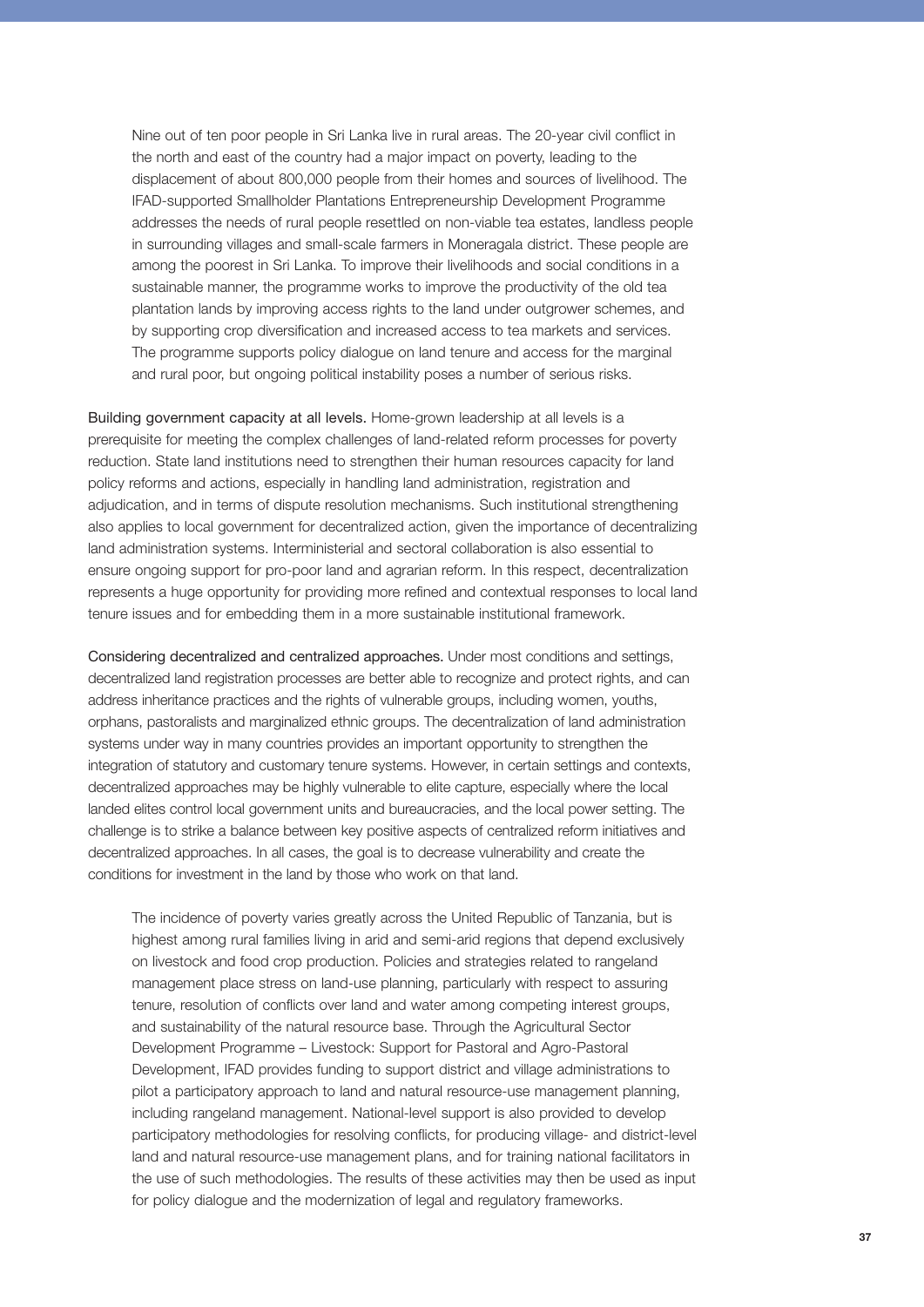> Nine out of ten poor people in Sri Lanka live in rural areas. The 20-year civil conflict in the north and east of the country had a major impact on poverty, leading to the displacement of about 800,000 people from their homes and sources of livelihood. The IFAD-supported Smallholder Plantations Entrepreneurship Development Programme addresses the needs of rural people resettled on non-viable tea estates, landless people in surrounding villages and small-scale farmers in Moneragala district. These people are among the poorest in Sri Lanka. To improve their livelihoods and social conditions in a sustainable manner, the programme works to improve the productivity of the old tea plantation lands by improving access rights to the land under outgrower schemes, and by supporting crop diversification and increased access to tea markets and services. The programme supports policy dialogue on land tenure and access for the marginal and rural poor, but ongoing political instability poses a number of serious risks.

**Building government capacity at all levels.** Home-grown leadership at all levels is a prerequisite for meeting the complex challenges of land-related reform processes for poverty reduction. State land institutions need to strengthen their human resources capacity for land policy reforms and actions, especially in handling land administration, registration and adjudication, and in terms of dispute resolution mechanisms. Such institutional strengthening also applies to local government for decentralized action, given the importance of decentralizing land administration systems. Interministerial and sectoral collaboration is also essential to ensure ongoing support for pro-poor land and agrarian reform. In this respect, decentralization represents a huge opportunity for providing more refined and contextual responses to local land tenure issues and for embedding them in a more sustainable institutional framework.

**Considering decentralized and centralized approaches.** Under most conditions and settings, decentralized land registration processes are better able to recognize and protect rights, and can address inheritance practices and the rights of vulnerable groups, including women, youths, orphans, pastoralists and marginalized ethnic groups. The decentralization of land administration systems under way in many countries provides an important opportunity to strengthen the integration of statutory and customary tenure systems. However, in certain settings and contexts, decentralized approaches may be highly vulnerable to elite capture, especially where the local landed elites control local government units and bureaucracies, and the local power setting. The challenge is to strike a balance between key positive aspects of centralized reform initiatives and decentralized approaches. In all cases, the goal is to decrease vulnerability and create the conditions for investment in the land by those who work on that land.

> The incidence of poverty varies greatly across the United Republic of Tanzania, but is highest among rural families living in arid and semi-arid regions that depend exclusively on livestock and food crop production. Policies and strategies related to rangeland management place stress on land-use planning, particularly with respect to assuring tenure, resolution of conflicts over land and water among competing interest groups, and sustainability of the natural resource base. Through the Agricultural Sector Development Programme – Livestock: Support for Pastoral and Agro-Pastoral Development, IFAD provides funding to support district and village administrations to pilot a participatory approach to land and natural resource-use management planning, including rangeland management. National-level support is also provided to develop participatory methodologies for resolving conflicts, for producing village- and district-level land and natural resource-use management plans, and for training national facilitators in the use of such methodologies. The results of these activities may then be used as input for policy dialogue and the modernization of legal and regulatory frameworks.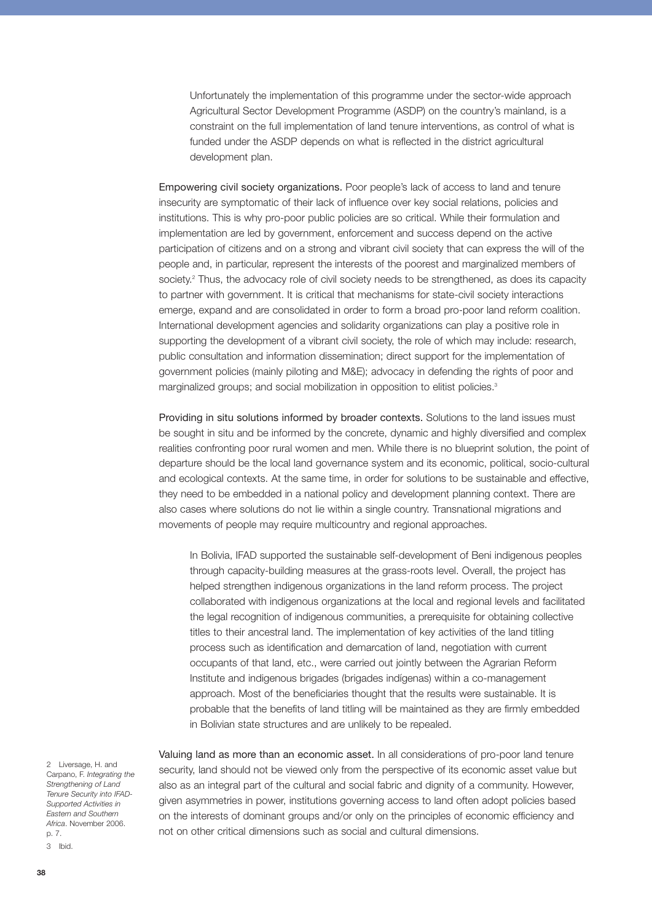Unfortunately the implementation of this programme under the sector-wide approach Agricultural Sector Development Programme (ASDP) on the country's mainland, is a constraint on the full implementation of land tenure interventions, as control of what is funded under the ASDP depends on what is reflected in the district agricultural development plan.

Empowering civil society organizations. Poor people's lack of access to land and tenure insecurity are symptomatic of their lack of influence over key social relations, policies and institutions. This is why pro-poor public policies are so critical. While their formulation and implementation are led by government, enforcement and success depend on the active participation of citizens and on a strong and vibrant civil society that can express the will of the people and, in particular, represent the interests of the poorest and marginalized members of society.[2] Thus, the advocacy role of civil society needs to be strengthened, as does its capacity to partner with government. It is critical that mechanisms for state-civil society interactions emerge, expand and are consolidated in order to form a broad pro-poor land reform coalition. International development agencies and solidarity organizations can play a positive role in supporting the development of a vibrant civil society, the role of which may include: research, public consultation and information dissemination; direct support for the implementation of government policies (mainly piloting and M&E); advocacy in defending the rights of poor and marginalized groups; and social mobilization in opposition to elitist policies.[3]

Providing in situ solutions informed by broader contexts. Solutions to the land issues must be sought in situ and be informed by the concrete, dynamic and highly diversified and complex realities confronting poor rural women and men. While there is no blueprint solution, the point of departure should be the local land governance system and its economic, political, socio-cultural and ecological contexts. At the same time, in order for solutions to be sustainable and effective, they need to be embedded in a national policy and development planning context. There are also cases where solutions do not lie within a single country. Transnational migrations and movements of people may require multicountry and regional approaches.

In Bolivia, IFAD supported the sustainable self-development of Beni indigenous peoples through capacity-building measures at the grass-roots level. Overall, the project has helped strengthen indigenous organizations in the land reform process. The project collaborated with indigenous organizations at the local and regional levels and facilitated the legal recognition of indigenous communities, a prerequisite for obtaining collective titles to their ancestral land. The implementation of key activities of the land titling process such as identification and demarcation of land, negotiation with current occupants of that land, etc., were carried out jointly between the Agrarian Reform Institute and indigenous brigades (brigades indígenas) within a co-management approach. Most of the beneficiaries thought that the results were sustainable. It is probable that the benefits of land titling will be maintained as they are firmly embedded in Bolivian state structures and are unlikely to be repealed.

Valuing land as more than an economic asset. In all considerations of pro-poor land tenure security, land should not be viewed only from the perspective of its economic asset value but also as an integral part of the cultural and social fabric and dignity of a community. However, given asymmetries in power, institutions governing access to land often adopt policies based on the interests of dominant groups and/or only on the principles of economic efficiency and not on other critical dimensions such as social and cultural dimensions.

2 Liversage, H. and Carpano, F. *Integrating the Strengthening of Land Tenure Security into IFAD-Supported Activities in Eastern and Southern Africa*. November 2006. p. 7.

3 Ibid.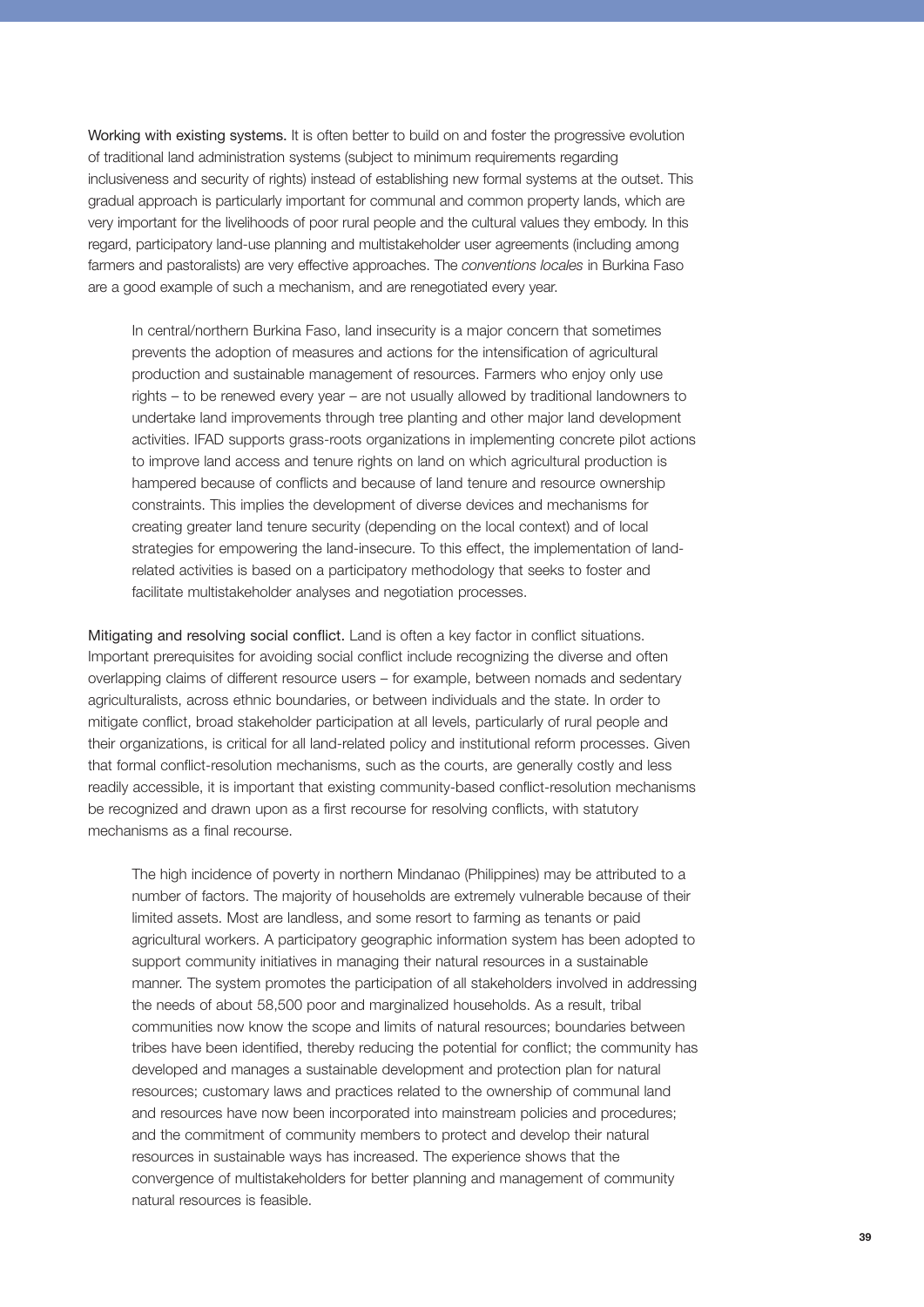Working with existing systems. It is often better to build on and foster the progressive evolution of traditional land administration systems (subject to minimum requirements regarding inclusiveness and security of rights) instead of establishing new formal systems at the outset. This gradual approach is particularly important for communal and common property lands, which are very important for the livelihoods of poor rural people and the cultural values they embody. In this regard, participatory land-use planning and multistakeholder user agreements (including among farmers and pastoralists) are very effective approaches. The *conventions locales* in Burkina Faso are a good example of such a mechanism, and are renegotiated every year.

> In central/northern Burkina Faso, land insecurity is a major concern that sometimes prevents the adoption of measures and actions for the intensification of agricultural production and sustainable management of resources. Farmers who enjoy only use rights – to be renewed every year – are not usually allowed by traditional landowners to undertake land improvements through tree planting and other major land development activities. IFAD supports grass-roots organizations in implementing concrete pilot actions to improve land access and tenure rights on land on which agricultural production is hampered because of conflicts and because of land tenure and resource ownership constraints. This implies the development of diverse devices and mechanisms for creating greater land tenure security (depending on the local context) and of local strategies for empowering the land-insecure. To this effect, the implementation of land-related activities is based on a participatory methodology that seeks to foster and facilitate multistakeholder analyses and negotiation processes.

Mitigating and resolving social conflict. Land is often a key factor in conflict situations. Important prerequisites for avoiding social conflict include recognizing the diverse and often overlapping claims of different resource users – for example, between nomads and sedentary agriculturalists, across ethnic boundaries, or between individuals and the state. In order to mitigate conflict, broad stakeholder participation at all levels, particularly of rural people and their organizations, is critical for all land-related policy and institutional reform processes. Given that formal conflict-resolution mechanisms, such as the courts, are generally costly and less readily accessible, it is important that existing community-based conflict-resolution mechanisms be recognized and drawn upon as a first recourse for resolving conflicts, with statutory mechanisms as a final recourse.

> The high incidence of poverty in northern Mindanao (Philippines) may be attributed to a number of factors. The majority of households are extremely vulnerable because of their limited assets. Most are landless, and some resort to farming as tenants or paid agricultural workers. A participatory geographic information system has been adopted to support community initiatives in managing their natural resources in a sustainable manner. The system promotes the participation of all stakeholders involved in addressing the needs of about 58,500 poor and marginalized households. As a result, tribal communities now know the scope and limits of natural resources; boundaries between tribes have been identified, thereby reducing the potential for conflict; the community has developed and manages a sustainable development and protection plan for natural resources; customary laws and practices related to the ownership of communal land and resources have now been incorporated into mainstream policies and procedures; and the commitment of community members to protect and develop their natural resources in sustainable ways has increased. The experience shows that the convergence of multistakeholders for better planning and management of community natural resources is feasible.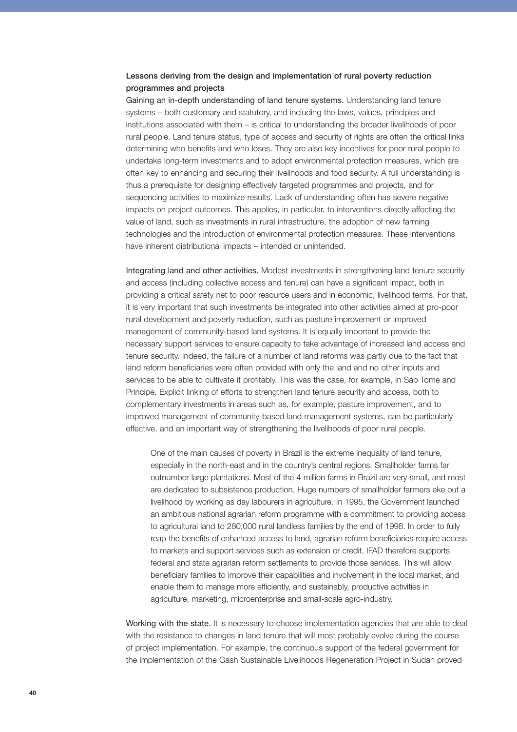## Lessons deriving from the design and implementation of rural poverty reduction programmes and projects

**Gaining an in-depth understanding of land tenure systems.** Understanding land tenure systems – both customary and statutory, and including the laws, values, principles and institutions associated with them – is critical to understanding the broader livelihoods of poor rural people. Land tenure status, type of access and security of rights are often the critical links determining who benefits and who loses. They are also key incentives for poor rural people to undertake long-term investments and to adopt environmental protection measures, which are often key to enhancing and securing their livelihoods and food security. A full understanding is thus a prerequisite for designing effectively targeted programmes and projects, and for sequencing activities to maximize results. Lack of understanding often has severe negative impacts on project outcomes. This applies, in particular, to interventions directly affecting the value of land, such as investments in rural infrastructure, the adoption of new farming technologies and the introduction of environmental protection measures. These interventions have inherent distributional impacts – intended or unintended.

**Integrating land and other activities.** Modest investments in strengthening land tenure security and access (including collective access and tenure) can have a significant impact, both in providing a critical safety net to poor resource users and in economic, livelihood terms. For that, it is very important that such investments be integrated into other activities aimed at pro-poor rural development and poverty reduction, such as pasture improvement or improved management of community-based land systems. It is equally important to provide the necessary support services to ensure capacity to take advantage of increased land access and tenure security. Indeed, the failure of a number of land reforms was partly due to the fact that land reform beneficiaries were often provided with only the land and no other inputs and services to be able to cultivate it profitably. This was the case, for example, in São Tome and Principe. Explicit linking of efforts to strengthen land tenure security and access, both to complementary investments in areas such as, for example, pasture improvement, and to improved management of community-based land management systems, can be particularly effective, and an important way of strengthening the livelihoods of poor rural people.

> One of the main causes of poverty in Brazil is the extreme inequality of land tenure, especially in the north-east and in the country's central regions. Smallholder farms far outnumber large plantations. Most of the 4 million farms in Brazil are very small, and most are dedicated to subsistence production. Huge numbers of smallholder farmers eke out a livelihood by working as day labourers in agriculture. In 1995, the Government launched an ambitious national agrarian reform programme with a commitment to providing access to agricultural land to 280,000 rural landless families by the end of 1998. In order to fully reap the benefits of enhanced access to land, agrarian reform beneficiaries require access to markets and support services such as extension or credit. IFAD therefore supports federal and state agrarian reform settlements to provide those services. This will allow beneficiary families to improve their capabilities and involvement in the local market, and enable them to manage more efficiently, and sustainably, productive activities in agriculture, marketing, microenterprise and small-scale agro-industry.

**Working with the state.** It is necessary to choose implementation agencies that are able to deal with the resistance to changes in land tenure that will most probably evolve during the course of project implementation. For example, the continuous support of the federal government for the implementation of the Gash Sustainable Livelihoods Regeneration Project in Sudan proved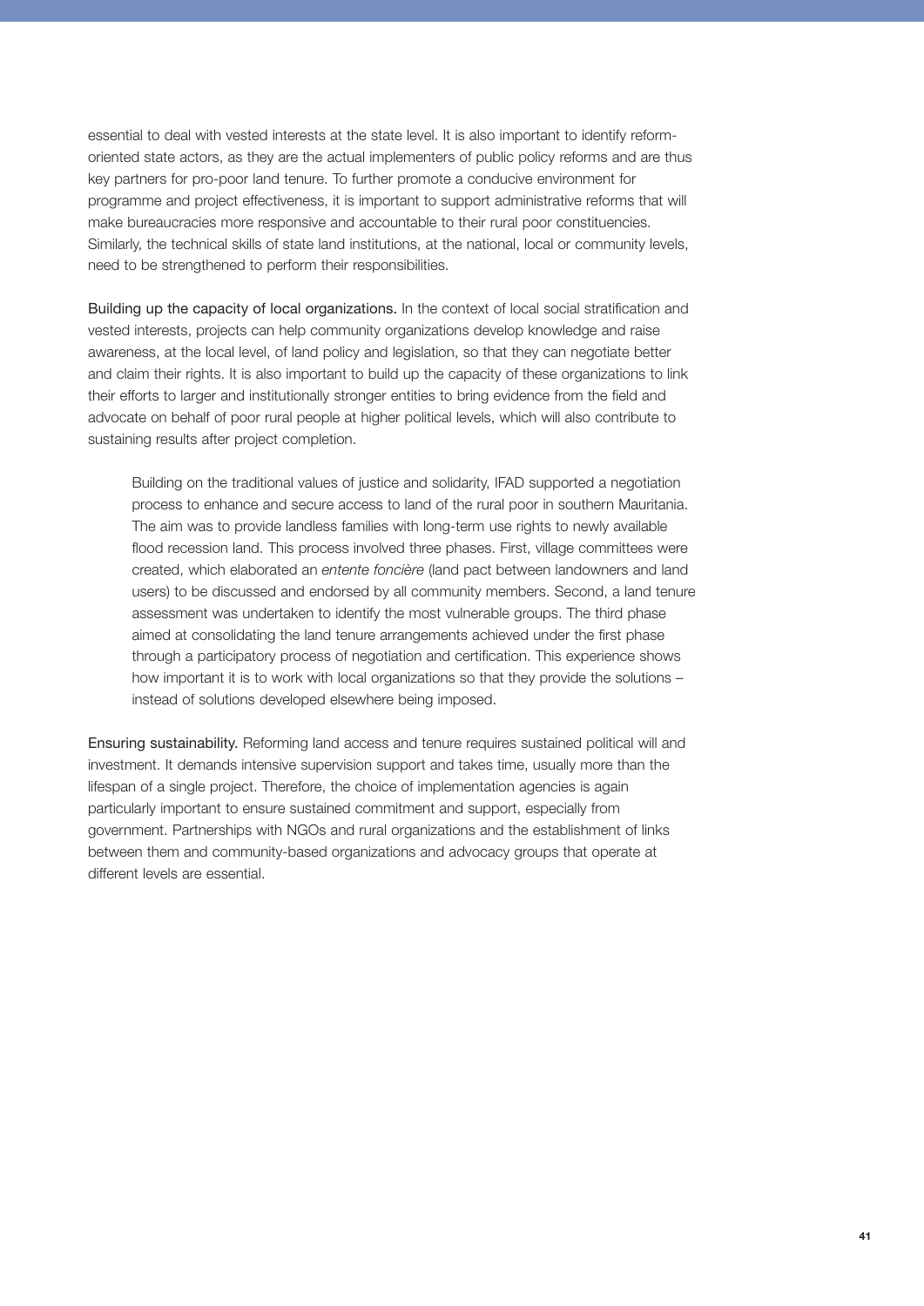essential to deal with vested interests at the state level. It is also important to identify reform-oriented state actors, as they are the actual implementers of public policy reforms and are thus key partners for pro-poor land tenure. To further promote a conducive environment for programme and project effectiveness, it is important to support administrative reforms that will make bureaucracies more responsive and accountable to their rural poor constituencies. Similarly, the technical skills of state land institutions, at the national, local or community levels, need to be strengthened to perform their responsibilities.

Building up the capacity of local organizations. In the context of local social stratification and vested interests, projects can help community organizations develop knowledge and raise awareness, at the local level, of land policy and legislation, so that they can negotiate better and claim their rights. It is also important to build up the capacity of these organizations to link their efforts to larger and institutionally stronger entities to bring evidence from the field and advocate on behalf of poor rural people at higher political levels, which will also contribute to sustaining results after project completion.

> Building on the traditional values of justice and solidarity, IFAD supported a negotiation process to enhance and secure access to land of the rural poor in southern Mauritania. The aim was to provide landless families with long-term use rights to newly available flood recession land. This process involved three phases. First, village committees were created, which elaborated an *entente foncière* (land pact between landowners and land users) to be discussed and endorsed by all community members. Second, a land tenure assessment was undertaken to identify the most vulnerable groups. The third phase aimed at consolidating the land tenure arrangements achieved under the first phase through a participatory process of negotiation and certification. This experience shows how important it is to work with local organizations so that they provide the solutions – instead of solutions developed elsewhere being imposed.

Ensuring sustainability. Reforming land access and tenure requires sustained political will and investment. It demands intensive supervision support and takes time, usually more than the lifespan of a single project. Therefore, the choice of implementation agencies is again particularly important to ensure sustained commitment and support, especially from government. Partnerships with NGOs and rural organizations and the establishment of links between them and community-based organizations and advocacy groups that operate at different levels are essential.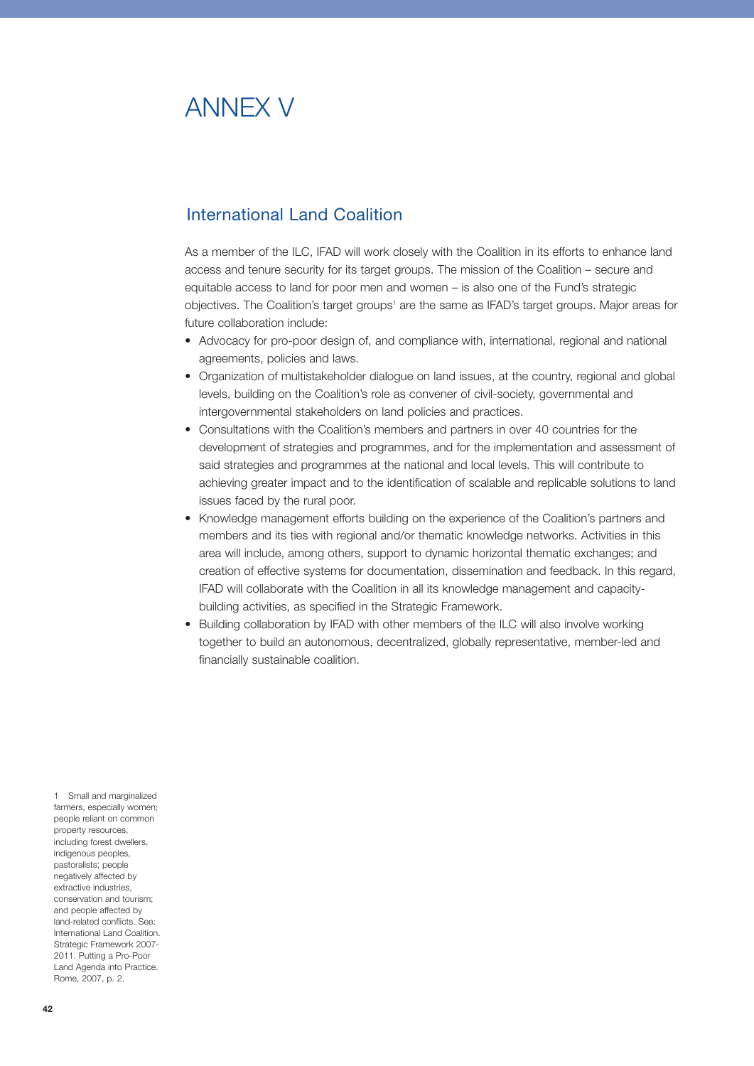# ANNEX V

## International Land Coalition

As a member of the ILC, IFAD will work closely with the Coalition in its efforts to enhance land access and tenure security for its target groups. The mission of the Coalition – secure and equitable access to land for poor men and women – is also one of the Fund's strategic objectives. The Coalition's target groups[1] are the same as IFAD's target groups. Major areas for future collaboration include:

- Advocacy for pro-poor design of, and compliance with, international, regional and national agreements, policies and laws.
- Organization of multistakeholder dialogue on land issues, at the country, regional and global levels, building on the Coalition's role as convener of civil-society, governmental and intergovernmental stakeholders on land policies and practices.
- Consultations with the Coalition's members and partners in over 40 countries for the development of strategies and programmes, and for the implementation and assessment of said strategies and programmes at the national and local levels. This will contribute to achieving greater impact and to the identification of scalable and replicable solutions to land issues faced by the rural poor.
- Knowledge management efforts building on the experience of the Coalition's partners and members and its ties with regional and/or thematic knowledge networks. Activities in this area will include, among others, support to dynamic horizontal thematic exchanges; and creation of effective systems for documentation, dissemination and feedback. In this regard, IFAD will collaborate with the Coalition in all its knowledge management and capacity-building activities, as specified in the Strategic Framework.
- Building collaboration by IFAD with other members of the ILC will also involve working together to build an autonomous, decentralized, globally representative, member-led and financially sustainable coalition.

1 Small and marginalized farmers, especially women; people reliant on common property resources, including forest dwellers, indigenous peoples, pastoralists; people negatively affected by extractive industries, conservation and tourism; and people affected by land-related conflicts. See: International Land Coalition. Strategic Framework 2007-2011. Putting a Pro-Poor Land Agenda into Practice. Rome, 2007, p. 2.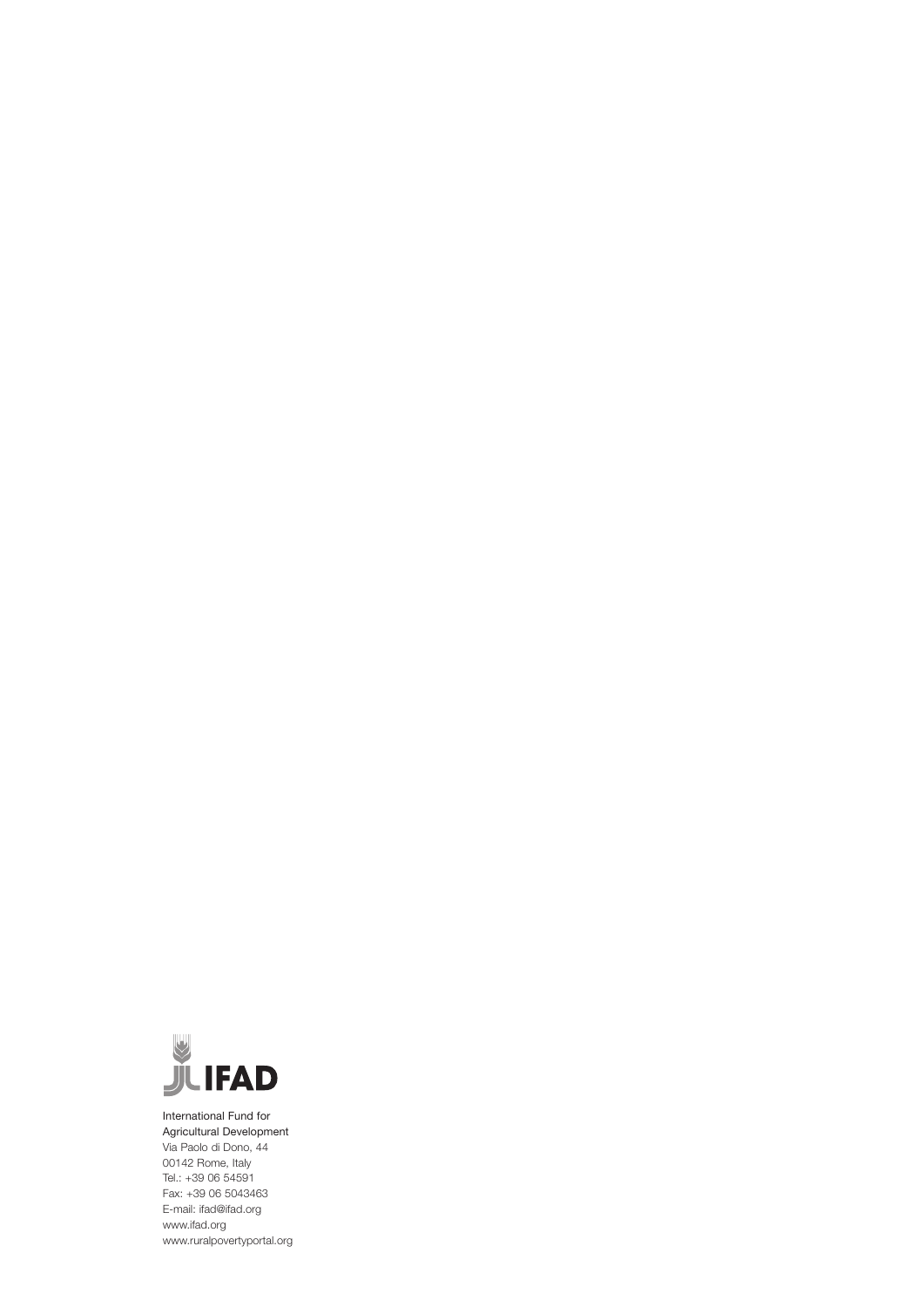IFAD

International Fund for
Agricultural Development
Via Paolo di Dono, 44
00142 Rome, Italy
Tel.: +39 06 54591
Fax: +39 06 5043463
E-mail: ifad@ifad.org
www.ifad.org
www.ruralpovertyportal.org